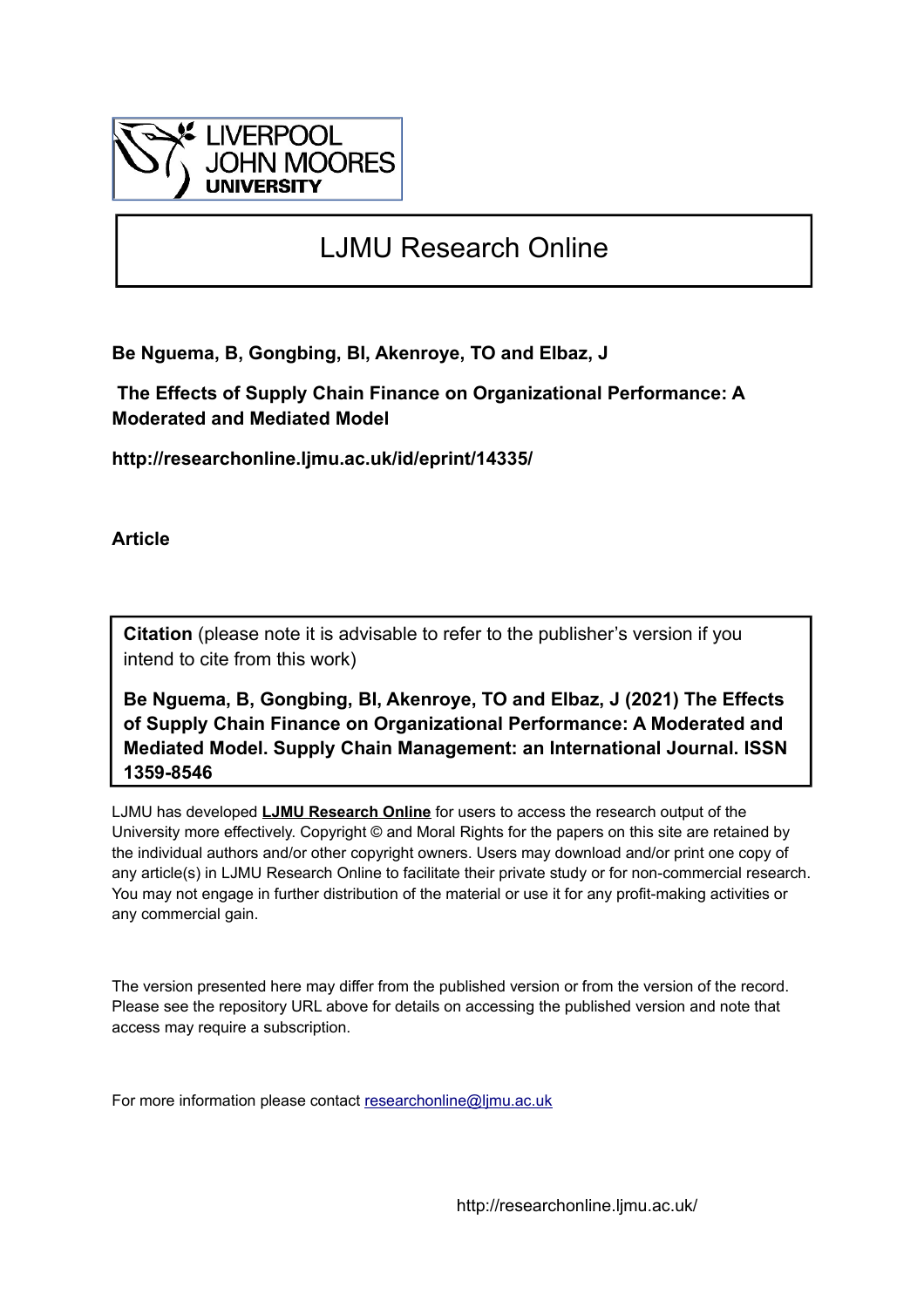LIVERPOOL JOHN MOORES UNIVERSITY

# LJMU Research Online

**Be Nguema, B, Gongbing, BI, Akenroye, TO and Elbaz, J**

**The Effects of Supply Chain Finance on Organizational Performance: A Moderated and Mediated Model**

**http://researchonline.ljmu.ac.uk/id/eprint/14335/**

**Article**

**Citation** (please note it is advisable to refer to the publisher's version if you intend to cite from this work)

**Be Nguema, B, Gongbing, BI, Akenroye, TO and Elbaz, J (2021) The Effects of Supply Chain Finance on Organizational Performance: A Moderated and Mediated Model. Supply Chain Management: an International Journal. ISSN 1359-8546**

LJMU has developed **LJMU Research Online** for users to access the research output of the University more effectively. Copyright © and Moral Rights for the papers on this site are retained by the individual authors and/or other copyright owners. Users may download and/or print one copy of any article(s) in LJMU Research Online to facilitate their private study or for non-commercial research. You may not engage in further distribution of the material or use it for any profit-making activities or any commercial gain.

The version presented here may differ from the published version or from the version of the record. Please see the repository URL above for details on accessing the published version and note that access may require a subscription.

For more information please contact researchonline@ljmu.ac.uk

http://researchonline.ljmu.ac.uk/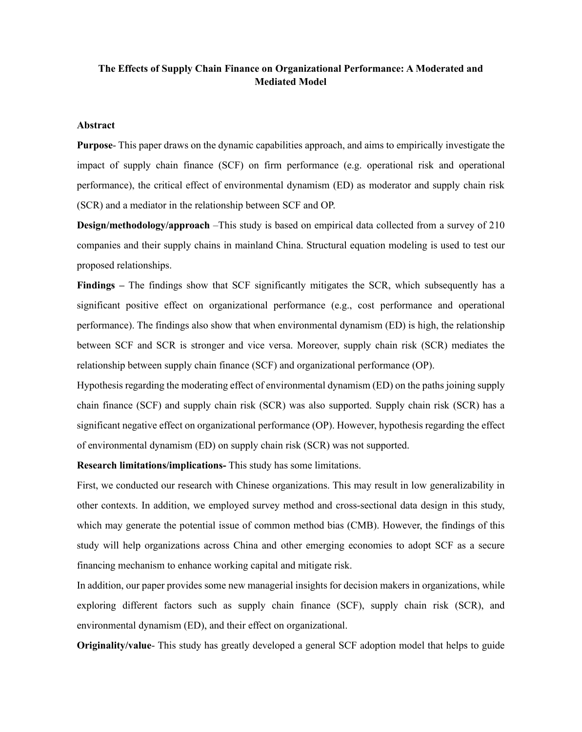**The Effects of Supply Chain Finance on Organizational Performance: A Moderated and Mediated Model**

**Abstract**

**Purpose**- This paper draws on the dynamic capabilities approach, and aims to empirically investigate the impact of supply chain finance (SCF) on firm performance (e.g. operational risk and operational performance), the critical effect of environmental dynamism (ED) as moderator and supply chain risk (SCR) and a mediator in the relationship between SCF and OP.

**Design/methodology/approach** –This study is based on empirical data collected from a survey of 210 companies and their supply chains in mainland China. Structural equation modeling is used to test our proposed relationships.

**Findings –** The findings show that SCF significantly mitigates the SCR, which subsequently has a significant positive effect on organizational performance (e.g., cost performance and operational performance). The findings also show that when environmental dynamism (ED) is high, the relationship between SCF and SCR is stronger and vice versa. Moreover, supply chain risk (SCR) mediates the relationship between supply chain finance (SCF) and organizational performance (OP).

Hypothesis regarding the moderating effect of environmental dynamism (ED) on the paths joining supply chain finance (SCF) and supply chain risk (SCR) was also supported. Supply chain risk (SCR) has a significant negative effect on organizational performance (OP). However, hypothesis regarding the effect of environmental dynamism (ED) on supply chain risk (SCR) was not supported.

**Research limitations/implications-** This study has some limitations.

First, we conducted our research with Chinese organizations. This may result in low generalizability in other contexts. In addition, we employed survey method and cross-sectional data design in this study, which may generate the potential issue of common method bias (CMB). However, the findings of this study will help organizations across China and other emerging economies to adopt SCF as a secure financing mechanism to enhance working capital and mitigate risk.

In addition, our paper provides some new managerial insights for decision makers in organizations, while exploring different factors such as supply chain finance (SCF), supply chain risk (SCR), and environmental dynamism (ED), and their effect on organizational.

**Originality/value**- This study has greatly developed a general SCF adoption model that helps to guide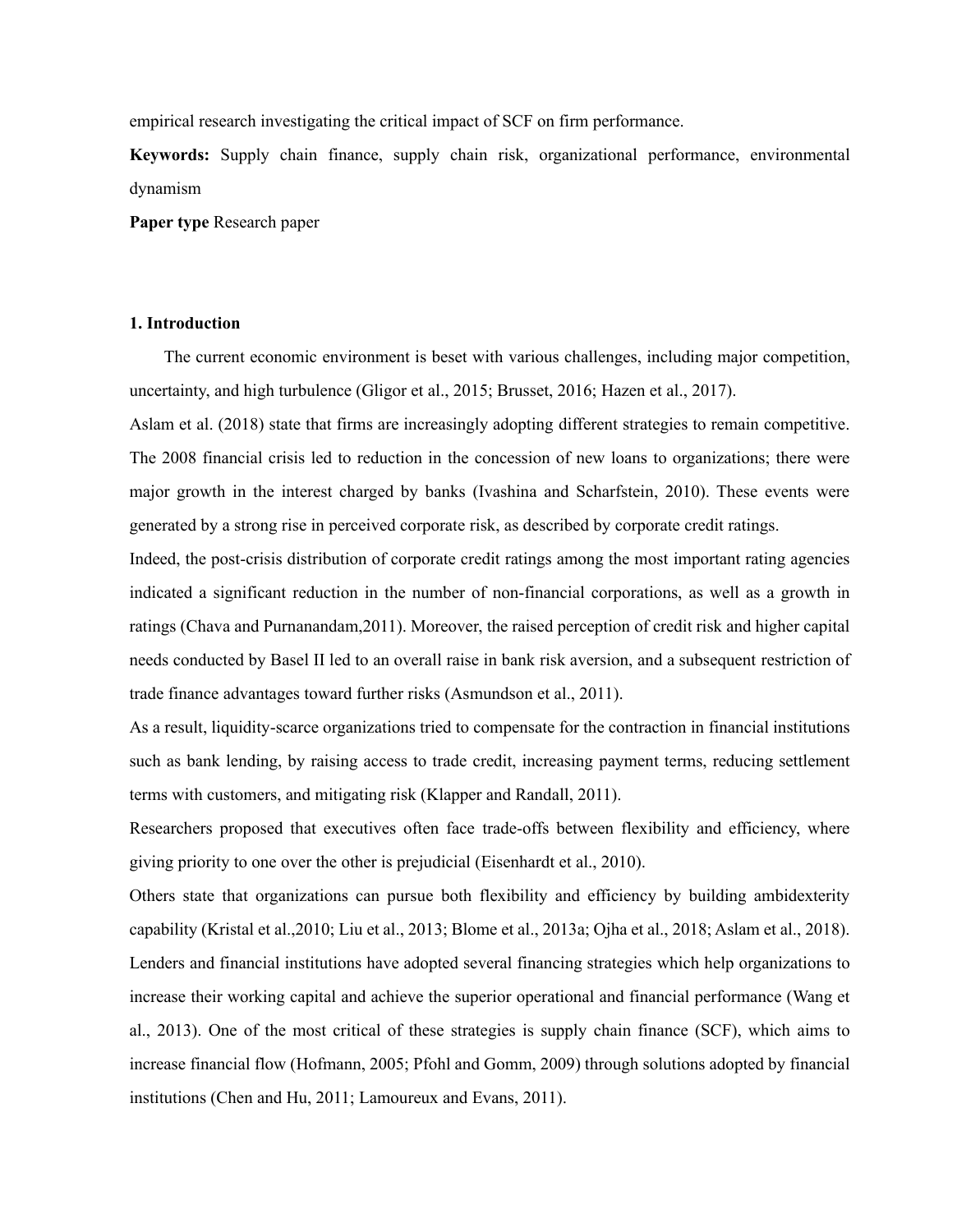empirical research investigating the critical impact of SCF on firm performance.

**Keywords:** Supply chain finance, supply chain risk, organizational performance, environmental dynamism

**Paper type** Research paper

## 1. Introduction

The current economic environment is beset with various challenges, including major competition, uncertainty, and high turbulence (Gligor et al., 2015; Brusset, 2016; Hazen et al., 2017).

Aslam et al. (2018) state that firms are increasingly adopting different strategies to remain competitive. The 2008 financial crisis led to reduction in the concession of new loans to organizations; there were major growth in the interest charged by banks (Ivashina and Scharfstein, 2010). These events were generated by a strong rise in perceived corporate risk, as described by corporate credit ratings.

Indeed, the post-crisis distribution of corporate credit ratings among the most important rating agencies indicated a significant reduction in the number of non-financial corporations, as well as a growth in ratings (Chava and Purnanandam,2011). Moreover, the raised perception of credit risk and higher capital needs conducted by Basel II led to an overall raise in bank risk aversion, and a subsequent restriction of trade finance advantages toward further risks (Asmundson et al., 2011).

As a result, liquidity-scarce organizations tried to compensate for the contraction in financial institutions such as bank lending, by raising access to trade credit, increasing payment terms, reducing settlement terms with customers, and mitigating risk (Klapper and Randall, 2011).

Researchers proposed that executives often face trade-offs between flexibility and efficiency, where giving priority to one over the other is prejudicial (Eisenhardt et al., 2010).

Others state that organizations can pursue both flexibility and efficiency by building ambidexterity capability (Kristal et al.,2010; Liu et al., 2013; Blome et al., 2013a; Ojha et al., 2018; Aslam et al., 2018).

Lenders and financial institutions have adopted several financing strategies which help organizations to increase their working capital and achieve the superior operational and financial performance (Wang et al., 2013). One of the most critical of these strategies is supply chain finance (SCF), which aims to increase financial flow (Hofmann, 2005; Pfohl and Gomm, 2009) through solutions adopted by financial institutions (Chen and Hu, 2011; Lamoureux and Evans, 2011).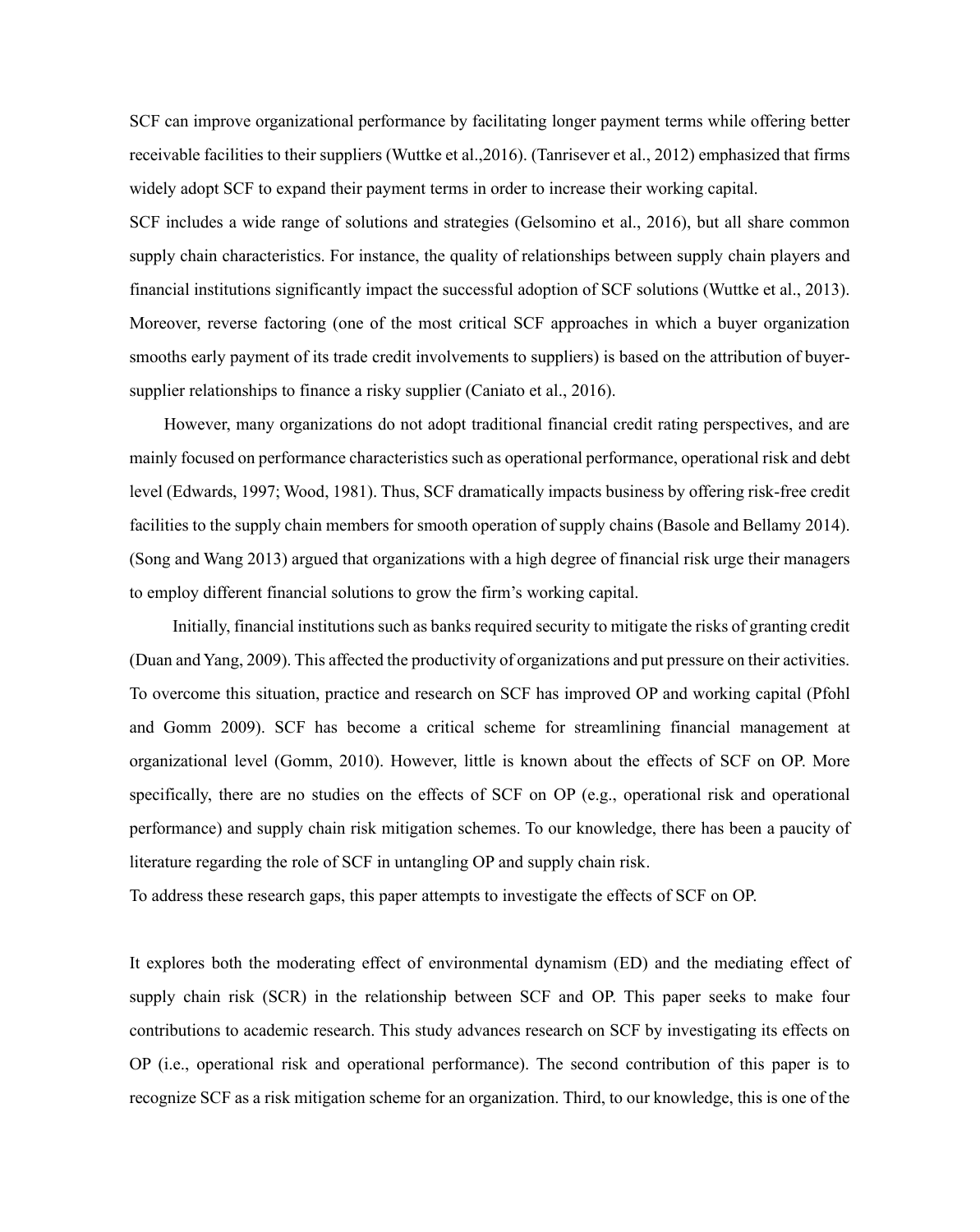SCF can improve organizational performance by facilitating longer payment terms while offering better receivable facilities to their suppliers (Wuttke et al.,2016). (Tanrisever et al., 2012) emphasized that firms widely adopt SCF to expand their payment terms in order to increase their working capital.

SCF includes a wide range of solutions and strategies (Gelsomino et al., 2016), but all share common supply chain characteristics. For instance, the quality of relationships between supply chain players and financial institutions significantly impact the successful adoption of SCF solutions (Wuttke et al., 2013). Moreover, reverse factoring (one of the most critical SCF approaches in which a buyer organization smooths early payment of its trade credit involvements to suppliers) is based on the attribution of buyer-supplier relationships to finance a risky supplier (Caniato et al., 2016).

However, many organizations do not adopt traditional financial credit rating perspectives, and are mainly focused on performance characteristics such as operational performance, operational risk and debt level (Edwards, 1997; Wood, 1981). Thus, SCF dramatically impacts business by offering risk-free credit facilities to the supply chain members for smooth operation of supply chains (Basole and Bellamy 2014). (Song and Wang 2013) argued that organizations with a high degree of financial risk urge their managers to employ different financial solutions to grow the firm's working capital.

Initially, financial institutions such as banks required security to mitigate the risks of granting credit (Duan and Yang, 2009). This affected the productivity of organizations and put pressure on their activities. To overcome this situation, practice and research on SCF has improved OP and working capital (Pfohl and Gomm 2009). SCF has become a critical scheme for streamlining financial management at organizational level (Gomm, 2010). However, little is known about the effects of SCF on OP. More specifically, there are no studies on the effects of SCF on OP (e.g., operational risk and operational performance) and supply chain risk mitigation schemes. To our knowledge, there has been a paucity of literature regarding the role of SCF in untangling OP and supply chain risk.

To address these research gaps, this paper attempts to investigate the effects of SCF on OP.

It explores both the moderating effect of environmental dynamism (ED) and the mediating effect of supply chain risk (SCR) in the relationship between SCF and OP. This paper seeks to make four contributions to academic research. This study advances research on SCF by investigating its effects on OP (i.e., operational risk and operational performance). The second contribution of this paper is to recognize SCF as a risk mitigation scheme for an organization. Third, to our knowledge, this is one of the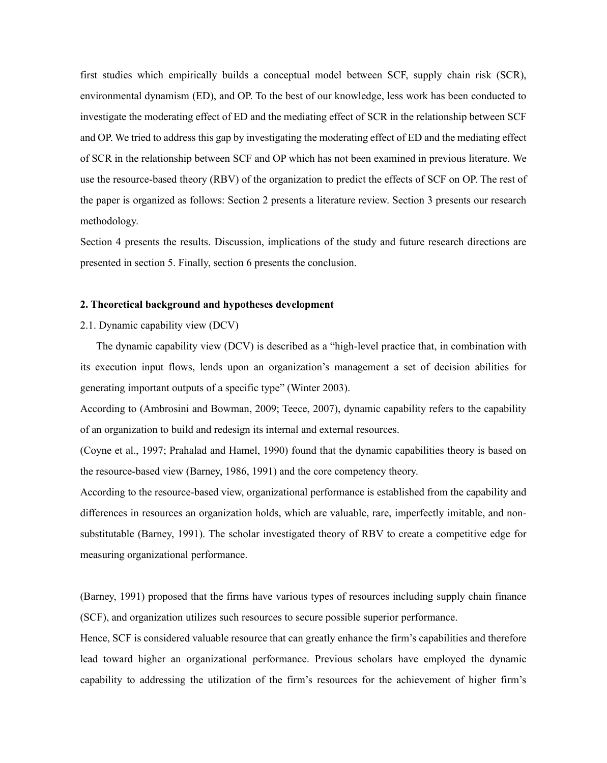first studies which empirically builds a conceptual model between SCF, supply chain risk (SCR), environmental dynamism (ED), and OP. To the best of our knowledge, less work has been conducted to investigate the moderating effect of ED and the mediating effect of SCR in the relationship between SCF and OP. We tried to address this gap by investigating the moderating effect of ED and the mediating effect of SCR in the relationship between SCF and OP which has not been examined in previous literature. We use the resource-based theory (RBV) of the organization to predict the effects of SCF on OP. The rest of the paper is organized as follows: Section 2 presents a literature review. Section 3 presents our research methodology.

Section 4 presents the results. Discussion, implications of the study and future research directions are presented in section 5. Finally, section 6 presents the conclusion.

## 2. Theoretical background and hypotheses development

### 2.1. Dynamic capability view (DCV)

The dynamic capability view (DCV) is described as a "high-level practice that, in combination with its execution input flows, lends upon an organization's management a set of decision abilities for generating important outputs of a specific type" (Winter 2003).

According to (Ambrosini and Bowman, 2009; Teece, 2007), dynamic capability refers to the capability of an organization to build and redesign its internal and external resources.

(Coyne et al., 1997; Prahalad and Hamel, 1990) found that the dynamic capabilities theory is based on the resource-based view (Barney, 1986, 1991) and the core competency theory.

According to the resource-based view, organizational performance is established from the capability and differences in resources an organization holds, which are valuable, rare, imperfectly imitable, and non-substitutable (Barney, 1991). The scholar investigated theory of RBV to create a competitive edge for measuring organizational performance.

(Barney, 1991) proposed that the firms have various types of resources including supply chain finance (SCF), and organization utilizes such resources to secure possible superior performance.

Hence, SCF is considered valuable resource that can greatly enhance the firm's capabilities and therefore lead toward higher an organizational performance. Previous scholars have employed the dynamic capability to addressing the utilization of the firm's resources for the achievement of higher firm's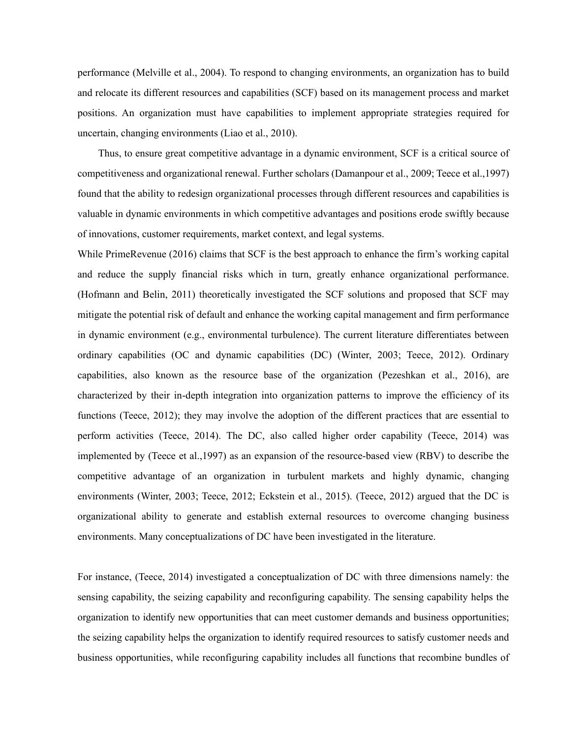performance (Melville et al., 2004). To respond to changing environments, an organization has to build and relocate its different resources and capabilities (SCF) based on its management process and market positions. An organization must have capabilities to implement appropriate strategies required for uncertain, changing environments (Liao et al., 2010).

Thus, to ensure great competitive advantage in a dynamic environment, SCF is a critical source of competitiveness and organizational renewal. Further scholars (Damanpour et al., 2009; Teece et al.,1997) found that the ability to redesign organizational processes through different resources and capabilities is valuable in dynamic environments in which competitive advantages and positions erode swiftly because of innovations, customer requirements, market context, and legal systems.

While PrimeRevenue (2016) claims that SCF is the best approach to enhance the firm's working capital and reduce the supply financial risks which in turn, greatly enhance organizational performance. (Hofmann and Belin, 2011) theoretically investigated the SCF solutions and proposed that SCF may mitigate the potential risk of default and enhance the working capital management and firm performance in dynamic environment (e.g., environmental turbulence). The current literature differentiates between ordinary capabilities (OC and dynamic capabilities (DC) (Winter, 2003; Teece, 2012). Ordinary capabilities, also known as the resource base of the organization (Pezeshkan et al., 2016), are characterized by their in-depth integration into organization patterns to improve the efficiency of its functions (Teece, 2012); they may involve the adoption of the different practices that are essential to perform activities (Teece, 2014). The DC, also called higher order capability (Teece, 2014) was implemented by (Teece et al.,1997) as an expansion of the resource-based view (RBV) to describe the competitive advantage of an organization in turbulent markets and highly dynamic, changing environments (Winter, 2003; Teece, 2012; Eckstein et al., 2015). (Teece, 2012) argued that the DC is organizational ability to generate and establish external resources to overcome changing business environments. Many conceptualizations of DC have been investigated in the literature.

For instance, (Teece, 2014) investigated a conceptualization of DC with three dimensions namely: the sensing capability, the seizing capability and reconfiguring capability. The sensing capability helps the organization to identify new opportunities that can meet customer demands and business opportunities; the seizing capability helps the organization to identify required resources to satisfy customer needs and business opportunities, while reconfiguring capability includes all functions that recombine bundles of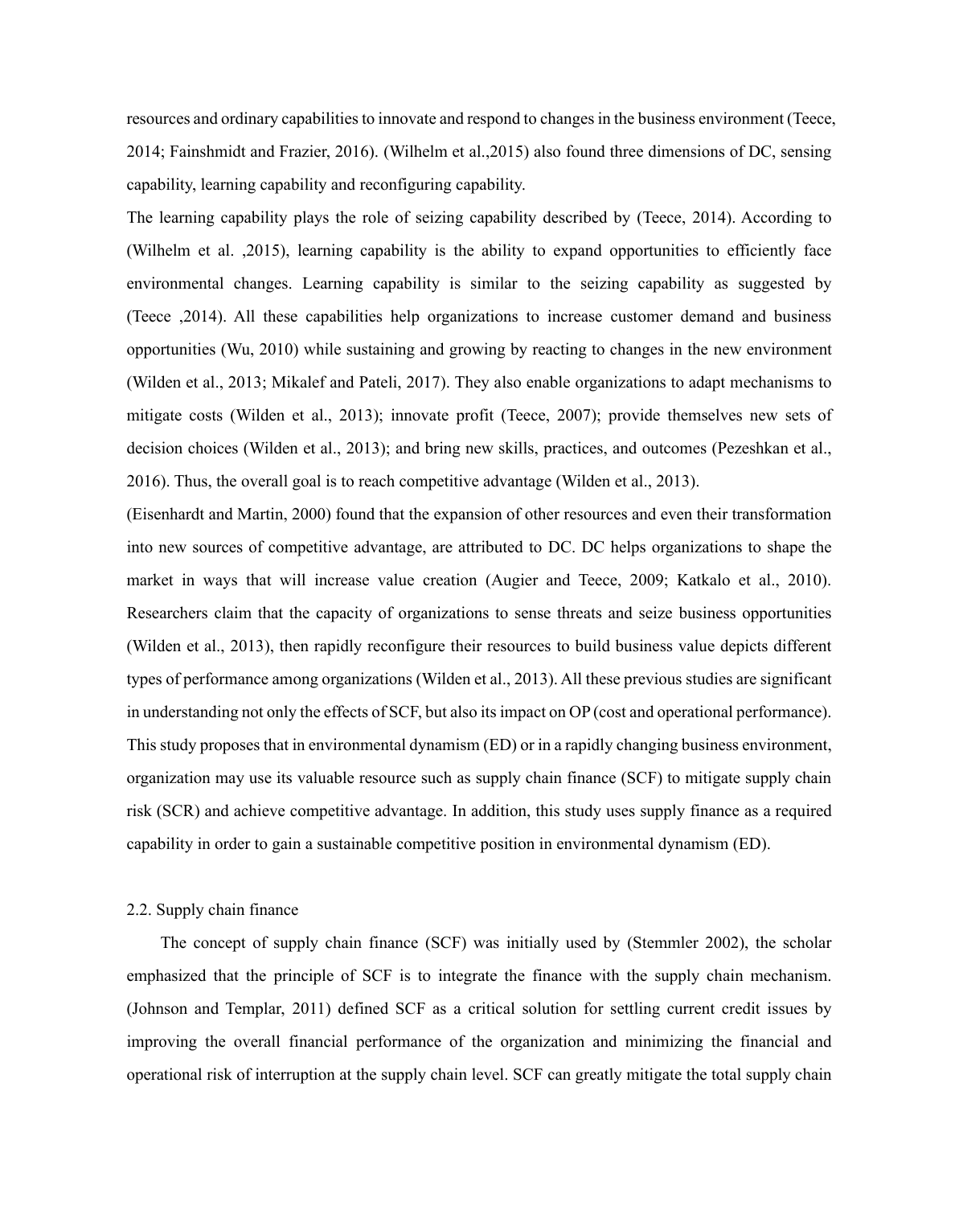resources and ordinary capabilities to innovate and respond to changes in the business environment (Teece, 2014; Fainshmidt and Frazier, 2016). (Wilhelm et al.,2015) also found three dimensions of DC, sensing capability, learning capability and reconfiguring capability.

The learning capability plays the role of seizing capability described by (Teece, 2014). According to (Wilhelm et al. ,2015), learning capability is the ability to expand opportunities to efficiently face environmental changes. Learning capability is similar to the seizing capability as suggested by (Teece ,2014). All these capabilities help organizations to increase customer demand and business opportunities (Wu, 2010) while sustaining and growing by reacting to changes in the new environment (Wilden et al., 2013; Mikalef and Pateli, 2017). They also enable organizations to adapt mechanisms to mitigate costs (Wilden et al., 2013); innovate profit (Teece, 2007); provide themselves new sets of decision choices (Wilden et al., 2013); and bring new skills, practices, and outcomes (Pezeshkan et al., 2016). Thus, the overall goal is to reach competitive advantage (Wilden et al., 2013).

(Eisenhardt and Martin, 2000) found that the expansion of other resources and even their transformation into new sources of competitive advantage, are attributed to DC. DC helps organizations to shape the market in ways that will increase value creation (Augier and Teece, 2009; Katkalo et al., 2010). Researchers claim that the capacity of organizations to sense threats and seize business opportunities (Wilden et al., 2013), then rapidly reconfigure their resources to build business value depicts different types of performance among organizations (Wilden et al., 2013). All these previous studies are significant in understanding not only the effects of SCF, but also its impact on OP (cost and operational performance). This study proposes that in environmental dynamism (ED) or in a rapidly changing business environment, organization may use its valuable resource such as supply chain finance (SCF) to mitigate supply chain risk (SCR) and achieve competitive advantage. In addition, this study uses supply finance as a required capability in order to gain a sustainable competitive position in environmental dynamism (ED).

## 2.2. Supply chain finance

The concept of supply chain finance (SCF) was initially used by (Stemmler 2002), the scholar emphasized that the principle of SCF is to integrate the finance with the supply chain mechanism. (Johnson and Templar, 2011) defined SCF as a critical solution for settling current credit issues by improving the overall financial performance of the organization and minimizing the financial and operational risk of interruption at the supply chain level. SCF can greatly mitigate the total supply chain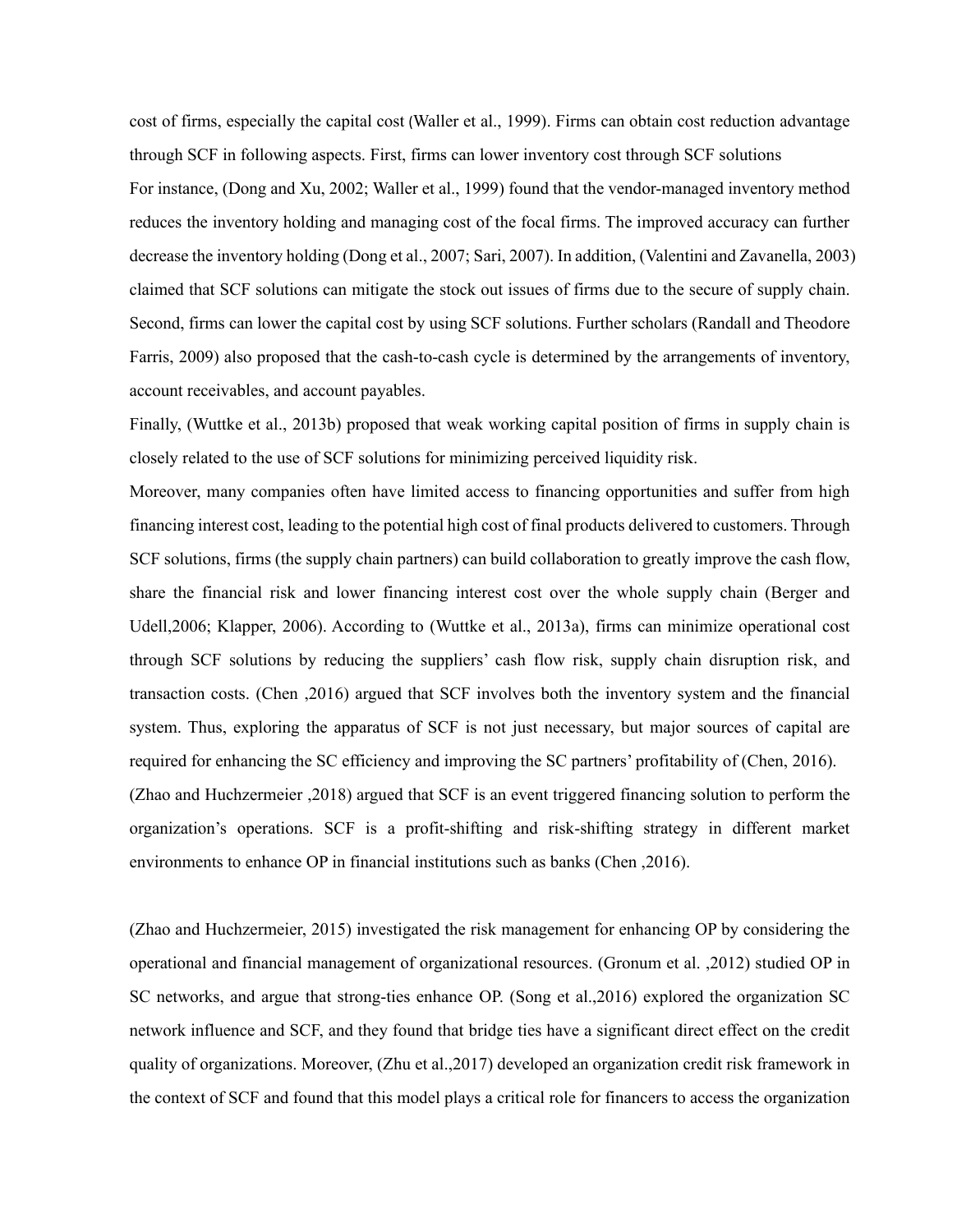cost of firms, especially the capital cost (Waller et al., 1999). Firms can obtain cost reduction advantage through SCF in following aspects. First, firms can lower inventory cost through SCF solutions

For instance, (Dong and Xu, 2002; Waller et al., 1999) found that the vendor-managed inventory method reduces the inventory holding and managing cost of the focal firms. The improved accuracy can further decrease the inventory holding (Dong et al., 2007; Sari, 2007). In addition, (Valentini and Zavanella, 2003) claimed that SCF solutions can mitigate the stock out issues of firms due to the secure of supply chain. Second, firms can lower the capital cost by using SCF solutions. Further scholars (Randall and Theodore Farris, 2009) also proposed that the cash-to-cash cycle is determined by the arrangements of inventory, account receivables, and account payables.

Finally, (Wuttke et al., 2013b) proposed that weak working capital position of firms in supply chain is closely related to the use of SCF solutions for minimizing perceived liquidity risk.

Moreover, many companies often have limited access to financing opportunities and suffer from high financing interest cost, leading to the potential high cost of final products delivered to customers. Through SCF solutions, firms (the supply chain partners) can build collaboration to greatly improve the cash flow, share the financial risk and lower financing interest cost over the whole supply chain (Berger and Udell,2006; Klapper, 2006). According to (Wuttke et al., 2013a), firms can minimize operational cost through SCF solutions by reducing the suppliers' cash flow risk, supply chain disruption risk, and transaction costs. (Chen ,2016) argued that SCF involves both the inventory system and the financial system. Thus, exploring the apparatus of SCF is not just necessary, but major sources of capital are required for enhancing the SC efficiency and improving the SC partners' profitability of (Chen, 2016).

(Zhao and Huchzermeier ,2018) argued that SCF is an event triggered financing solution to perform the organization's operations. SCF is a profit-shifting and risk-shifting strategy in different market environments to enhance OP in financial institutions such as banks (Chen ,2016).

(Zhao and Huchzermeier, 2015) investigated the risk management for enhancing OP by considering the operational and financial management of organizational resources. (Gronum et al. ,2012) studied OP in SC networks, and argue that strong-ties enhance OP. (Song et al.,2016) explored the organization SC network influence and SCF, and they found that bridge ties have a significant direct effect on the credit quality of organizations. Moreover, (Zhu et al.,2017) developed an organization credit risk framework in the context of SCF and found that this model plays a critical role for financers to access the organization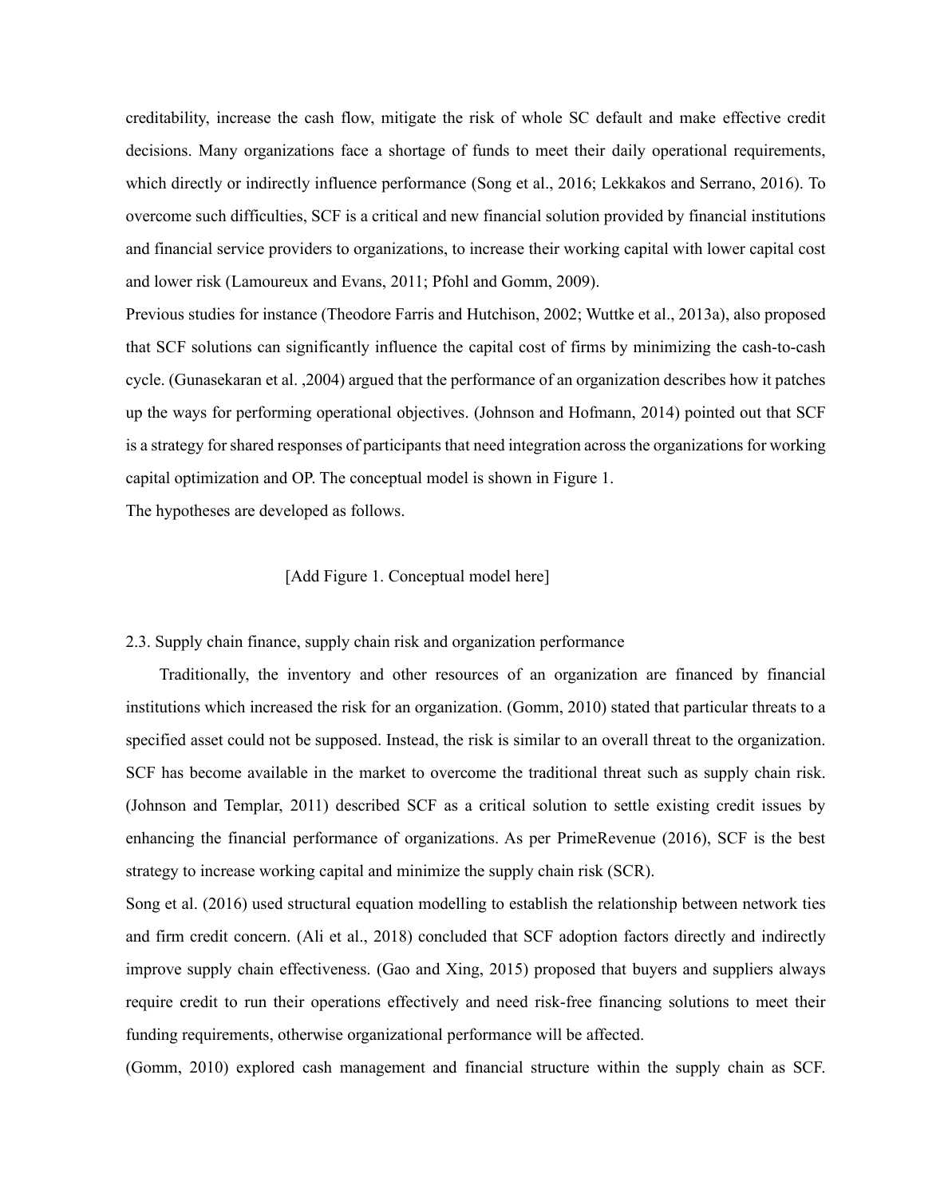creditability, increase the cash flow, mitigate the risk of whole SC default and make effective credit decisions. Many organizations face a shortage of funds to meet their daily operational requirements, which directly or indirectly influence performance (Song et al., 2016; Lekkakos and Serrano, 2016). To overcome such difficulties, SCF is a critical and new financial solution provided by financial institutions and financial service providers to organizations, to increase their working capital with lower capital cost and lower risk (Lamoureux and Evans, 2011; Pfohl and Gomm, 2009).

Previous studies for instance (Theodore Farris and Hutchison, 2002; Wuttke et al., 2013a), also proposed that SCF solutions can significantly influence the capital cost of firms by minimizing the cash-to-cash cycle. (Gunasekaran et al. ,2004) argued that the performance of an organization describes how it patches up the ways for performing operational objectives. (Johnson and Hofmann, 2014) pointed out that SCF is a strategy for shared responses of participants that need integration across the organizations for working capital optimization and OP. The conceptual model is shown in Figure 1.

The hypotheses are developed as follows.

[Add Figure 1. Conceptual model here]

## 2.3. Supply chain finance, supply chain risk and organization performance

Traditionally, the inventory and other resources of an organization are financed by financial institutions which increased the risk for an organization. (Gomm, 2010) stated that particular threats to a specified asset could not be supposed. Instead, the risk is similar to an overall threat to the organization. SCF has become available in the market to overcome the traditional threat such as supply chain risk. (Johnson and Templar, 2011) described SCF as a critical solution to settle existing credit issues by enhancing the financial performance of organizations. As per PrimeRevenue (2016), SCF is the best strategy to increase working capital and minimize the supply chain risk (SCR).

Song et al. (2016) used structural equation modelling to establish the relationship between network ties and firm credit concern. (Ali et al., 2018) concluded that SCF adoption factors directly and indirectly improve supply chain effectiveness. (Gao and Xing, 2015) proposed that buyers and suppliers always require credit to run their operations effectively and need risk-free financing solutions to meet their funding requirements, otherwise organizational performance will be affected.

(Gomm, 2010) explored cash management and financial structure within the supply chain as SCF.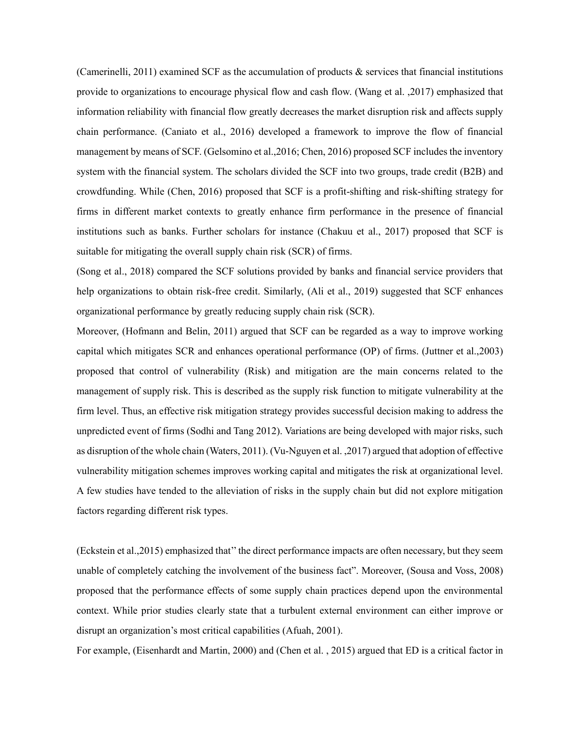(Camerinelli, 2011) examined SCF as the accumulation of products & services that financial institutions provide to organizations to encourage physical flow and cash flow. (Wang et al. ,2017) emphasized that information reliability with financial flow greatly decreases the market disruption risk and affects supply chain performance. (Caniato et al., 2016) developed a framework to improve the flow of financial management by means of SCF. (Gelsomino et al.,2016; Chen, 2016) proposed SCF includes the inventory system with the financial system. The scholars divided the SCF into two groups, trade credit (B2B) and crowdfunding. While (Chen, 2016) proposed that SCF is a profit-shifting and risk-shifting strategy for firms in different market contexts to greatly enhance firm performance in the presence of financial institutions such as banks. Further scholars for instance (Chakuu et al., 2017) proposed that SCF is suitable for mitigating the overall supply chain risk (SCR) of firms.

(Song et al., 2018) compared the SCF solutions provided by banks and financial service providers that help organizations to obtain risk-free credit. Similarly, (Ali et al., 2019) suggested that SCF enhances organizational performance by greatly reducing supply chain risk (SCR).

Moreover, (Hofmann and Belin, 2011) argued that SCF can be regarded as a way to improve working capital which mitigates SCR and enhances operational performance (OP) of firms. (Juttner et al.,2003) proposed that control of vulnerability (Risk) and mitigation are the main concerns related to the management of supply risk. This is described as the supply risk function to mitigate vulnerability at the firm level. Thus, an effective risk mitigation strategy provides successful decision making to address the unpredicted event of firms (Sodhi and Tang 2012). Variations are being developed with major risks, such as disruption of the whole chain (Waters, 2011). (Vu-Nguyen et al. ,2017) argued that adoption of effective vulnerability mitigation schemes improves working capital and mitigates the risk at organizational level. A few studies have tended to the alleviation of risks in the supply chain but did not explore mitigation factors regarding different risk types.

(Eckstein et al.,2015) emphasized that'' the direct performance impacts are often necessary, but they seem unable of completely catching the involvement of the business fact". Moreover, (Sousa and Voss, 2008) proposed that the performance effects of some supply chain practices depend upon the environmental context. While prior studies clearly state that a turbulent external environment can either improve or disrupt an organization's most critical capabilities (Afuah, 2001).

For example, (Eisenhardt and Martin, 2000) and (Chen et al. , 2015) argued that ED is a critical factor in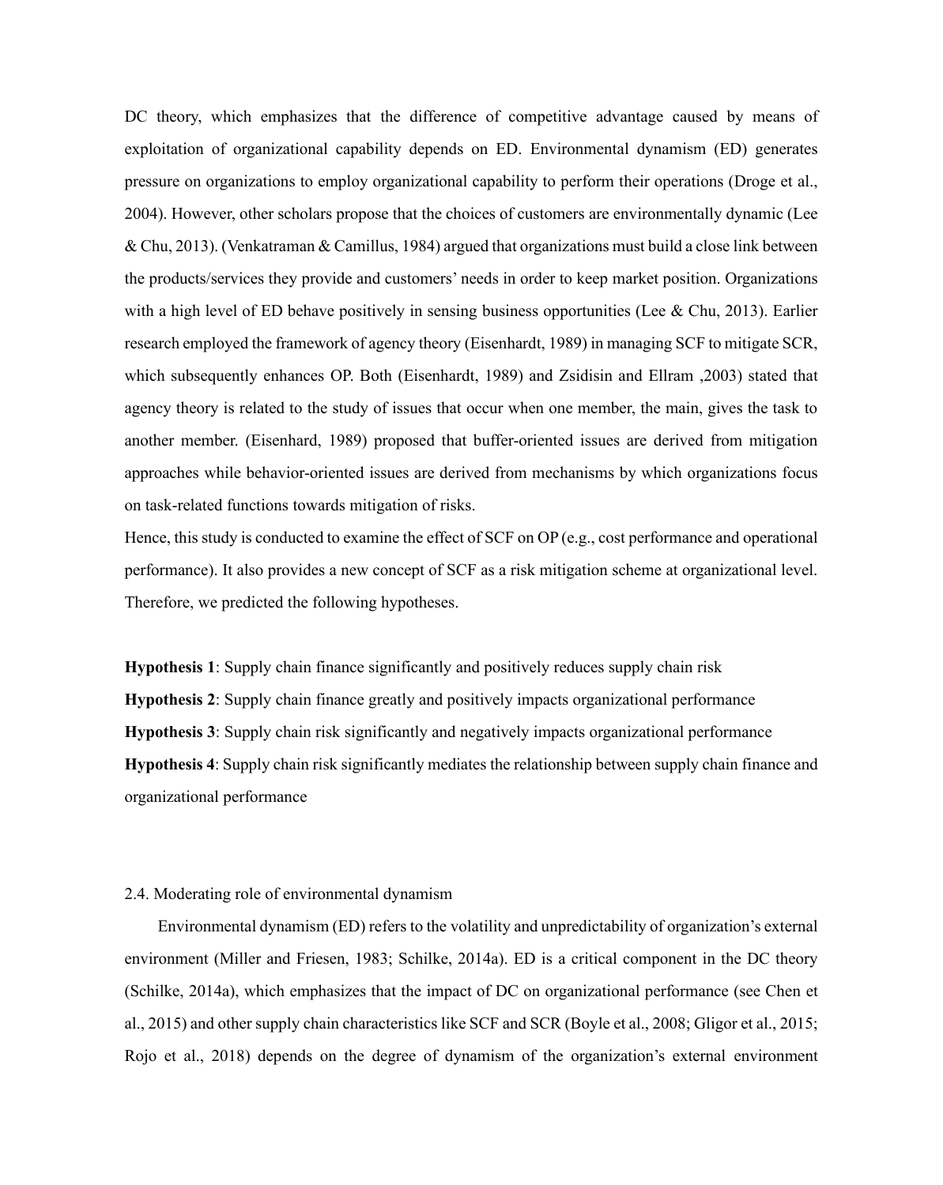DC theory, which emphasizes that the difference of competitive advantage caused by means of exploitation of organizational capability depends on ED. Environmental dynamism (ED) generates pressure on organizations to employ organizational capability to perform their operations (Droge et al., 2004). However, other scholars propose that the choices of customers are environmentally dynamic (Lee & Chu, 2013). (Venkatraman & Camillus, 1984) argued that organizations must build a close link between the products/services they provide and customers' needs in order to keep market position. Organizations with a high level of ED behave positively in sensing business opportunities (Lee & Chu, 2013). Earlier research employed the framework of agency theory (Eisenhardt, 1989) in managing SCF to mitigate SCR, which subsequently enhances OP. Both (Eisenhardt, 1989) and Zsidisin and Ellram ,2003) stated that agency theory is related to the study of issues that occur when one member, the main, gives the task to another member. (Eisenhard, 1989) proposed that buffer-oriented issues are derived from mitigation approaches while behavior-oriented issues are derived from mechanisms by which organizations focus on task-related functions towards mitigation of risks.

Hence, this study is conducted to examine the effect of SCF on OP (e.g., cost performance and operational performance). It also provides a new concept of SCF as a risk mitigation scheme at organizational level. Therefore, we predicted the following hypotheses.

**Hypothesis 1**: Supply chain finance significantly and positively reduces supply chain risk

**Hypothesis 2**: Supply chain finance greatly and positively impacts organizational performance

**Hypothesis 3**: Supply chain risk significantly and negatively impacts organizational performance

**Hypothesis 4**: Supply chain risk significantly mediates the relationship between supply chain finance and organizational performance

### 2.4. Moderating role of environmental dynamism

Environmental dynamism (ED) refers to the volatility and unpredictability of organization's external environment (Miller and Friesen, 1983; Schilke, 2014a). ED is a critical component in the DC theory (Schilke, 2014a), which emphasizes that the impact of DC on organizational performance (see Chen et al., 2015) and other supply chain characteristics like SCF and SCR (Boyle et al., 2008; Gligor et al., 2015; Rojo et al., 2018) depends on the degree of dynamism of the organization's external environment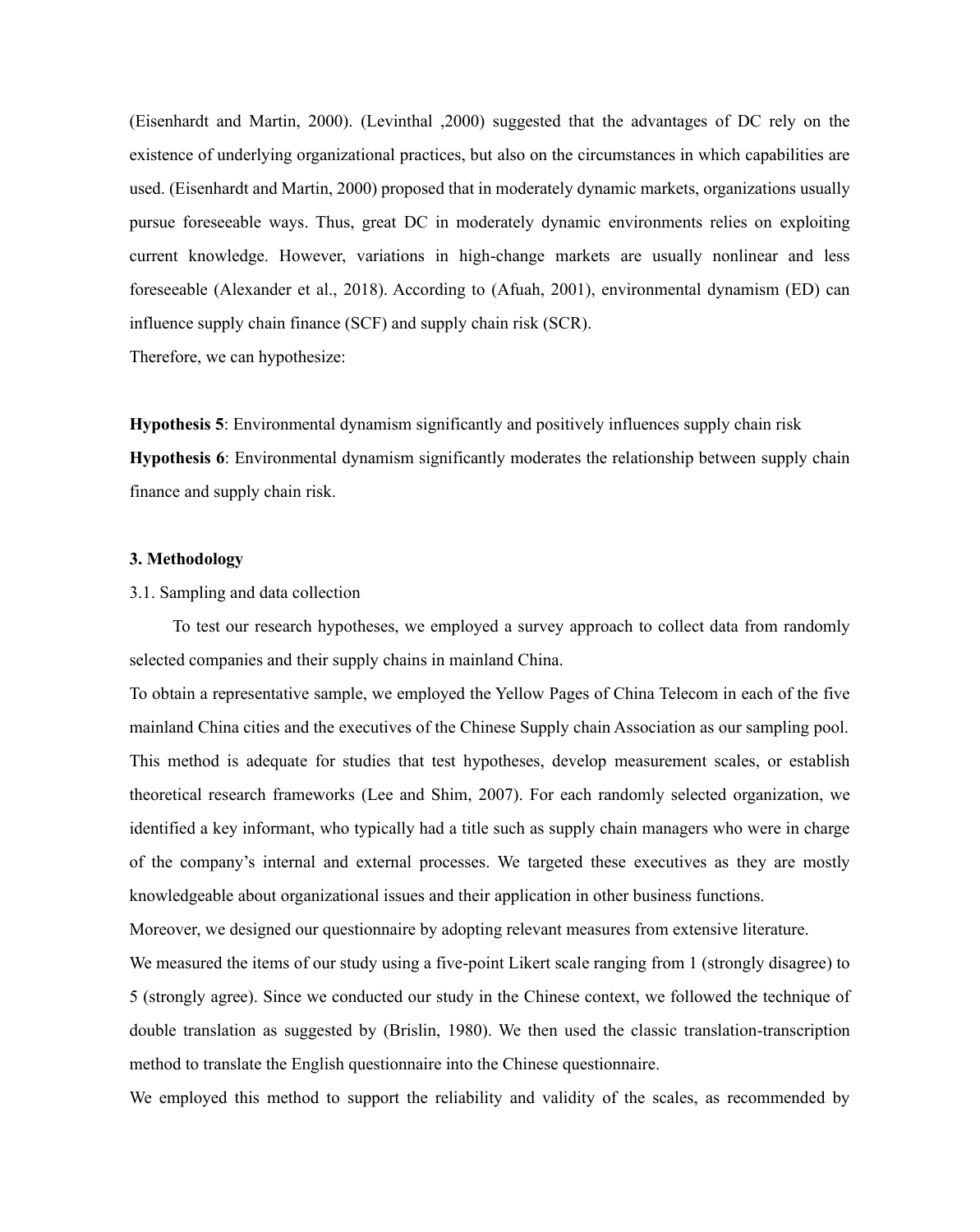(Eisenhardt and Martin, 2000). (Levinthal ,2000) suggested that the advantages of DC rely on the existence of underlying organizational practices, but also on the circumstances in which capabilities are used. (Eisenhardt and Martin, 2000) proposed that in moderately dynamic markets, organizations usually pursue foreseeable ways. Thus, great DC in moderately dynamic environments relies on exploiting current knowledge. However, variations in high-change markets are usually nonlinear and less foreseeable (Alexander et al., 2018). According to (Afuah, 2001), environmental dynamism (ED) can influence supply chain finance (SCF) and supply chain risk (SCR).

Therefore, we can hypothesize:

**Hypothesis 5**: Environmental dynamism significantly and positively influences supply chain risk

**Hypothesis 6**: Environmental dynamism significantly moderates the relationship between supply chain finance and supply chain risk.

## 3. Methodology

### 3.1. Sampling and data collection

To test our research hypotheses, we employed a survey approach to collect data from randomly selected companies and their supply chains in mainland China.

To obtain a representative sample, we employed the Yellow Pages of China Telecom in each of the five mainland China cities and the executives of the Chinese Supply chain Association as our sampling pool. This method is adequate for studies that test hypotheses, develop measurement scales, or establish theoretical research frameworks (Lee and Shim, 2007). For each randomly selected organization, we identified a key informant, who typically had a title such as supply chain managers who were in charge of the company's internal and external processes. We targeted these executives as they are mostly knowledgeable about organizational issues and their application in other business functions.

Moreover, we designed our questionnaire by adopting relevant measures from extensive literature.

We measured the items of our study using a five-point Likert scale ranging from 1 (strongly disagree) to 5 (strongly agree). Since we conducted our study in the Chinese context, we followed the technique of double translation as suggested by (Brislin, 1980). We then used the classic translation-transcription method to translate the English questionnaire into the Chinese questionnaire.

We employed this method to support the reliability and validity of the scales, as recommended by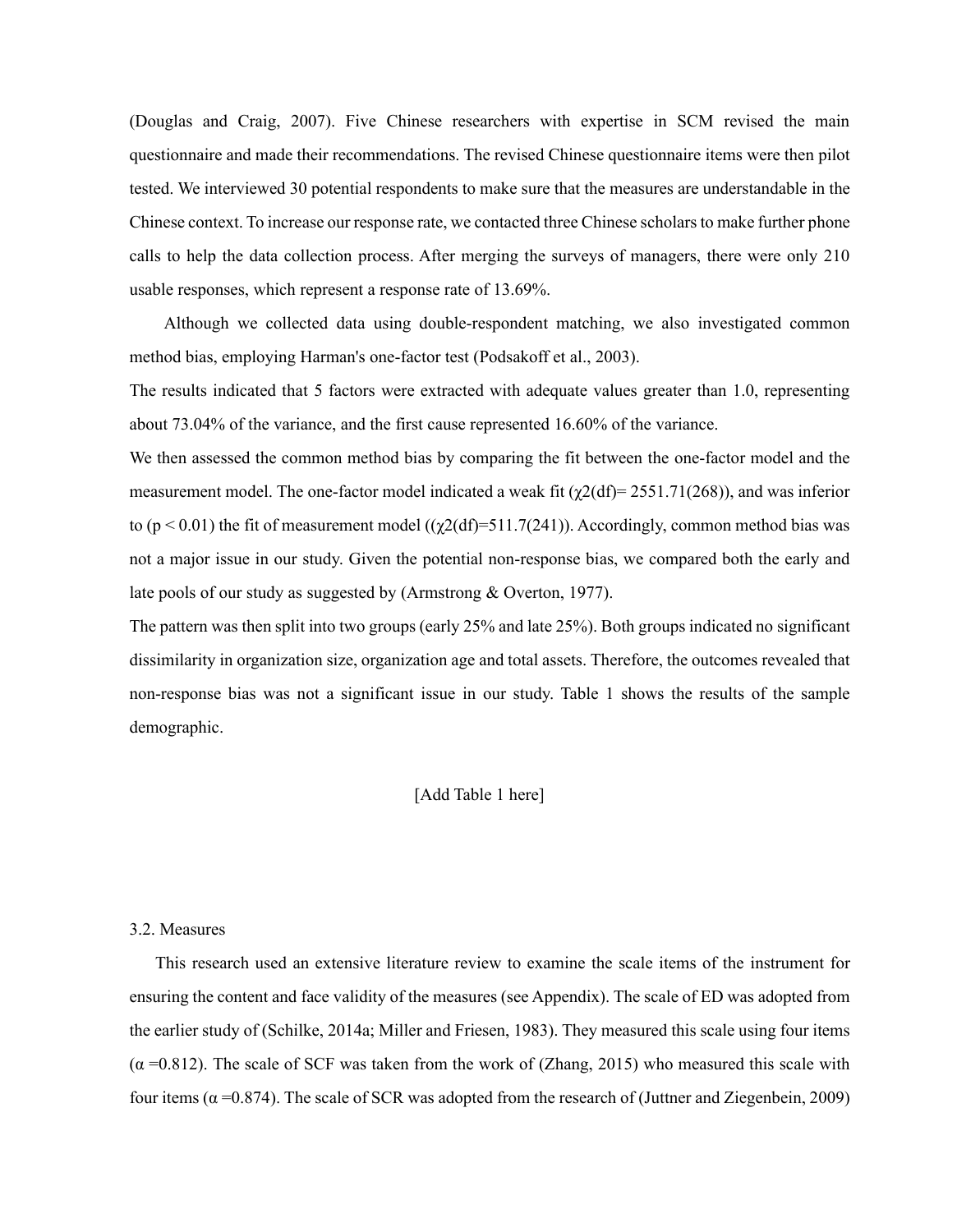(Douglas and Craig, 2007). Five Chinese researchers with expertise in SCM revised the main questionnaire and made their recommendations. The revised Chinese questionnaire items were then pilot tested. We interviewed 30 potential respondents to make sure that the measures are understandable in the Chinese context. To increase our response rate, we contacted three Chinese scholars to make further phone calls to help the data collection process. After merging the surveys of managers, there were only 210 usable responses, which represent a response rate of 13.69%.

Although we collected data using double-respondent matching, we also investigated common method bias, employing Harman's one-factor test (Podsakoff et al., 2003).

The results indicated that 5 factors were extracted with adequate values greater than 1.0, representing about 73.04% of the variance, and the first cause represented 16.60% of the variance.

We then assessed the common method bias by comparing the fit between the one-factor model and the measurement model. The one-factor model indicated a weak fit ($\chi2(df)= 2551.71(268)$), and was inferior to ($p < 0.01$) the fit of measurement model (($\chi2(df)=511.7(241)$)). Accordingly, common method bias was not a major issue in our study. Given the potential non-response bias, we compared both the early and late pools of our study as suggested by (Armstrong & Overton, 1977).

The pattern was then split into two groups (early 25% and late 25%). Both groups indicated no significant dissimilarity in organization size, organization age and total assets. Therefore, the outcomes revealed that non-response bias was not a significant issue in our study. Table 1 shows the results of the sample demographic.

[Add Table 1 here]

### 3.2. Measures

This research used an extensive literature review to examine the scale items of the instrument for ensuring the content and face validity of the measures (see Appendix). The scale of ED was adopted from the earlier study of (Schilke, 2014a; Miller and Friesen, 1983). They measured this scale using four items ($\alpha$ =0.812). The scale of SCF was taken from the work of (Zhang, 2015) who measured this scale with four items ($\alpha$ =0.874). The scale of SCR was adopted from the research of (Juttner and Ziegenbein, 2009)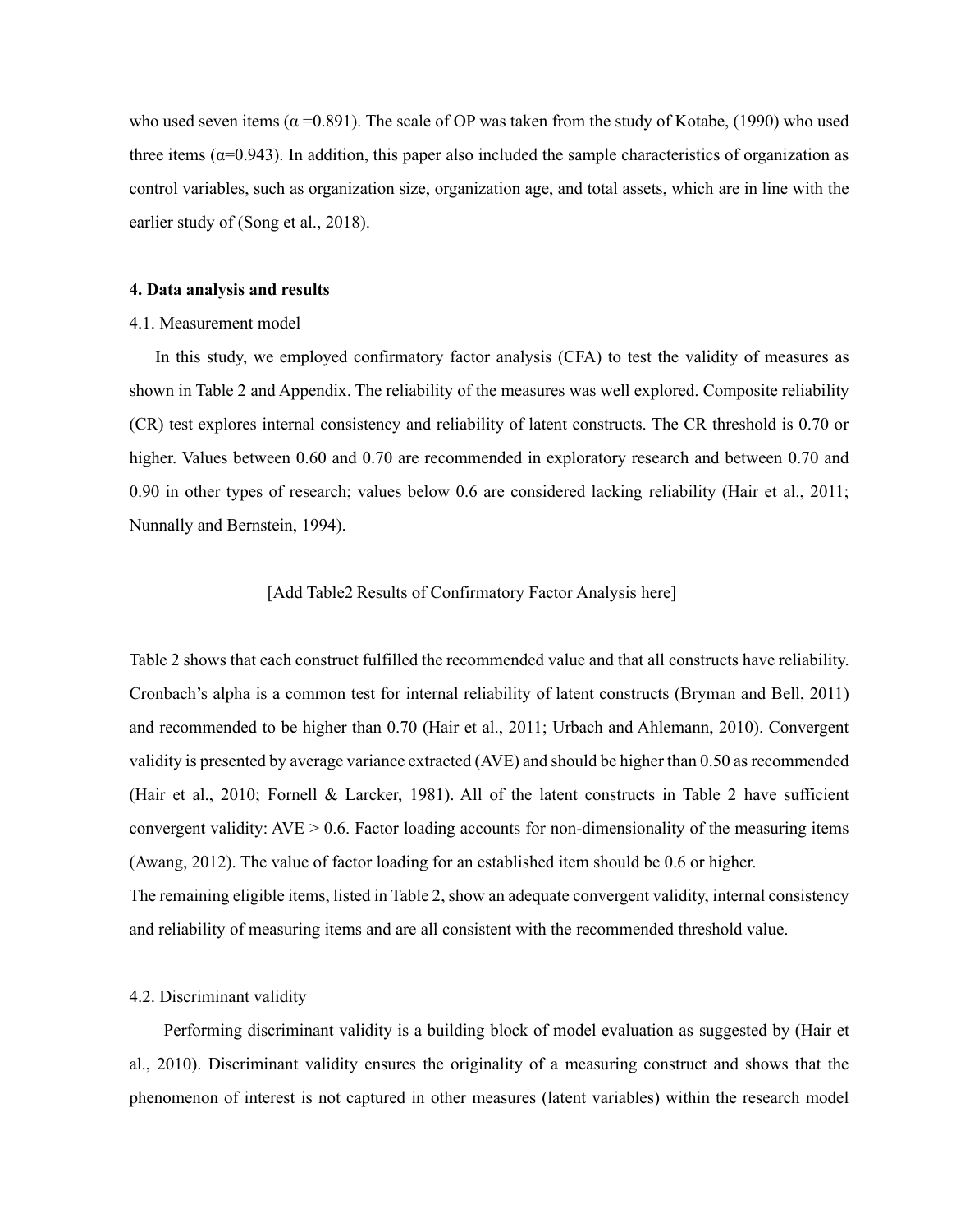who used seven items ($\alpha$ =0.891). The scale of OP was taken from the study of Kotabe, (1990) who used three items ($\alpha$=0.943). In addition, this paper also included the sample characteristics of organization as control variables, such as organization size, organization age, and total assets, which are in line with the earlier study of (Song et al., 2018).

## 4. Data analysis and results

### 4.1. Measurement model

In this study, we employed confirmatory factor analysis (CFA) to test the validity of measures as shown in Table 2 and Appendix. The reliability of the measures was well explored. Composite reliability (CR) test explores internal consistency and reliability of latent constructs. The CR threshold is 0.70 or higher. Values between 0.60 and 0.70 are recommended in exploratory research and between 0.70 and 0.90 in other types of research; values below 0.6 are considered lacking reliability (Hair et al., 2011; Nunnally and Bernstein, 1994).

[Add Table2 Results of Confirmatory Factor Analysis here]

Table 2 shows that each construct fulfilled the recommended value and that all constructs have reliability. Cronbach's alpha is a common test for internal reliability of latent constructs (Bryman and Bell, 2011) and recommended to be higher than 0.70 (Hair et al., 2011; Urbach and Ahlemann, 2010). Convergent validity is presented by average variance extracted (AVE) and should be higher than 0.50 as recommended (Hair et al., 2010; Fornell & Larcker, 1981). All of the latent constructs in Table 2 have sufficient convergent validity: AVE > 0.6. Factor loading accounts for non-dimensionality of the measuring items (Awang, 2012). The value of factor loading for an established item should be 0.6 or higher.

The remaining eligible items, listed in Table 2, show an adequate convergent validity, internal consistency and reliability of measuring items and are all consistent with the recommended threshold value.

### 4.2. Discriminant validity

Performing discriminant validity is a building block of model evaluation as suggested by (Hair et al., 2010). Discriminant validity ensures the originality of a measuring construct and shows that the phenomenon of interest is not captured in other measures (latent variables) within the research model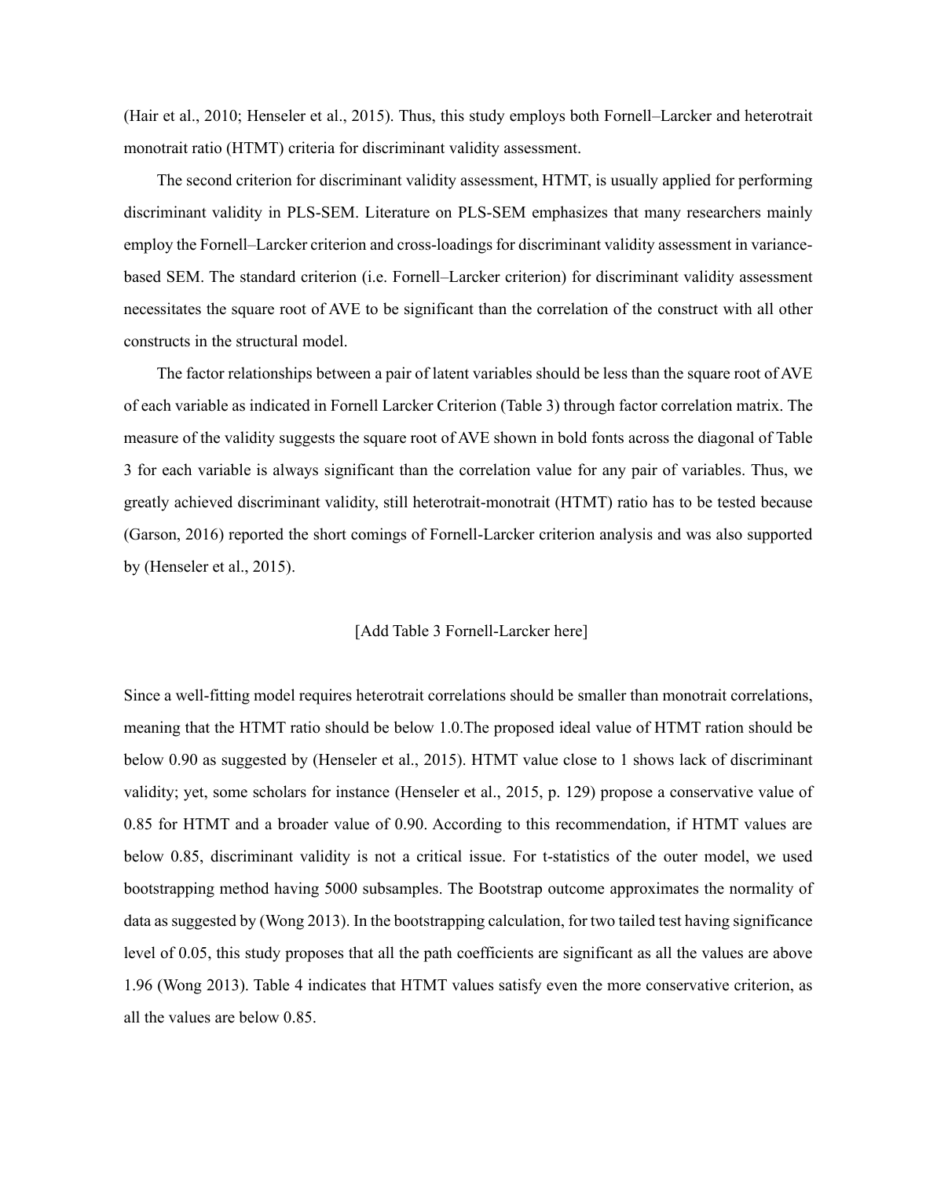(Hair et al., 2010; Henseler et al., 2015). Thus, this study employs both Fornell–Larcker and heterotrait monotrait ratio (HTMT) criteria for discriminant validity assessment.

The second criterion for discriminant validity assessment, HTMT, is usually applied for performing discriminant validity in PLS-SEM. Literature on PLS-SEM emphasizes that many researchers mainly employ the Fornell–Larcker criterion and cross-loadings for discriminant validity assessment in variance-based SEM. The standard criterion (i.e. Fornell–Larcker criterion) for discriminant validity assessment necessitates the square root of AVE to be significant than the correlation of the construct with all other constructs in the structural model.

The factor relationships between a pair of latent variables should be less than the square root of AVE of each variable as indicated in Fornell Larcker Criterion (Table 3) through factor correlation matrix. The measure of the validity suggests the square root of AVE shown in bold fonts across the diagonal of Table 3 for each variable is always significant than the correlation value for any pair of variables. Thus, we greatly achieved discriminant validity, still heterotrait-monotrait (HTMT) ratio has to be tested because (Garson, 2016) reported the short comings of Fornell-Larcker criterion analysis and was also supported by (Henseler et al., 2015).

[Add Table 3 Fornell-Larcker here]

Since a well-fitting model requires heterotrait correlations should be smaller than monotrait correlations, meaning that the HTMT ratio should be below 1.0.The proposed ideal value of HTMT ration should be below 0.90 as suggested by (Henseler et al., 2015). HTMT value close to 1 shows lack of discriminant validity; yet, some scholars for instance (Henseler et al., 2015, p. 129) propose a conservative value of 0.85 for HTMT and a broader value of 0.90. According to this recommendation, if HTMT values are below 0.85, discriminant validity is not a critical issue. For t-statistics of the outer model, we used bootstrapping method having 5000 subsamples. The Bootstrap outcome approximates the normality of data as suggested by (Wong 2013). In the bootstrapping calculation, for two tailed test having significance level of 0.05, this study proposes that all the path coefficients are significant as all the values are above 1.96 (Wong 2013). Table 4 indicates that HTMT values satisfy even the more conservative criterion, as all the values are below 0.85.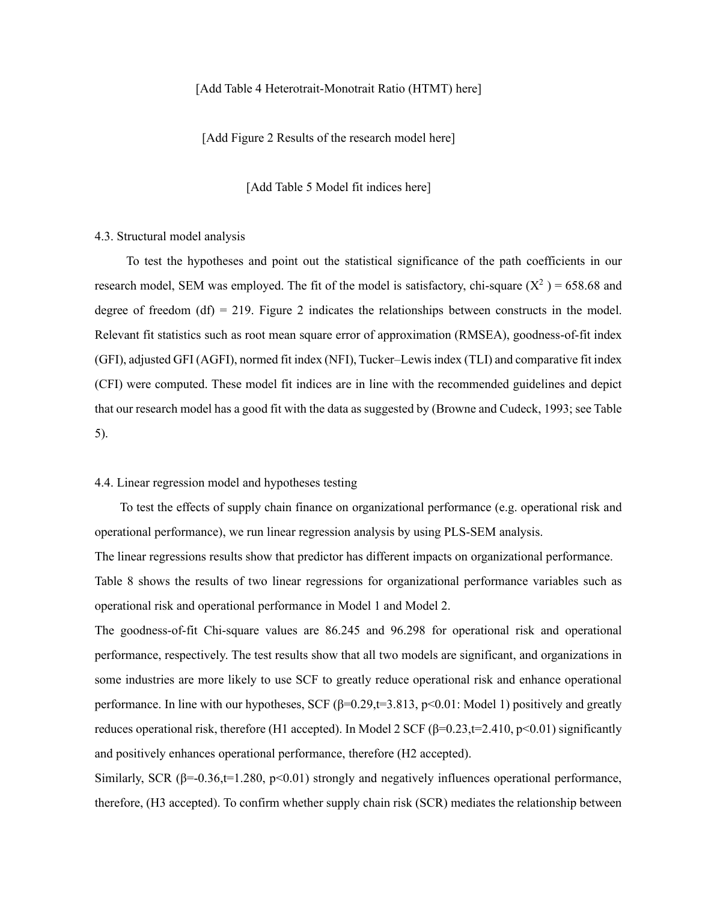[Add Table 4 Heterotrait-Monotrait Ratio (HTMT) here]

[Add Figure 2 Results of the research model here]

[Add Table 5 Model fit indices here]

### 4.3. Structural model analysis

To test the hypotheses and point out the statistical significance of the path coefficients in our research model, SEM was employed. The fit of the model is satisfactory, chi-square ($X^2$ ) = 658.68 and degree of freedom (df) = 219. Figure 2 indicates the relationships between constructs in the model. Relevant fit statistics such as root mean square error of approximation (RMSEA), goodness-of-fit index (GFI), adjusted GFI (AGFI), normed fit index (NFI), Tucker–Lewis index (TLI) and comparative fit index (CFI) were computed. These model fit indices are in line with the recommended guidelines and depict that our research model has a good fit with the data as suggested by (Browne and Cudeck, 1993; see Table 5).

### 4.4. Linear regression model and hypotheses testing

To test the effects of supply chain finance on organizational performance (e.g. operational risk and operational performance), we run linear regression analysis by using PLS-SEM analysis.

The linear regressions results show that predictor has different impacts on organizational performance. Table 8 shows the results of two linear regressions for organizational performance variables such as operational risk and operational performance in Model 1 and Model 2.

The goodness-of-fit Chi-square values are 86.245 and 96.298 for operational risk and operational performance, respectively. The test results show that all two models are significant, and organizations in some industries are more likely to use SCF to greatly reduce operational risk and enhance operational performance. In line with our hypotheses, SCF ($\beta$=0.29,t=3.813, $p$<0.01: Model 1) positively and greatly reduces operational risk, therefore (H1 accepted). In Model 2 SCF ($\beta$=0.23,t=2.410, $p$<0.01) significantly and positively enhances operational performance, therefore (H2 accepted).

Similarly, SCR ($\beta$=-0.36,t=1.280, $p$<0.01) strongly and negatively influences operational performance, therefore, (H3 accepted). To confirm whether supply chain risk (SCR) mediates the relationship between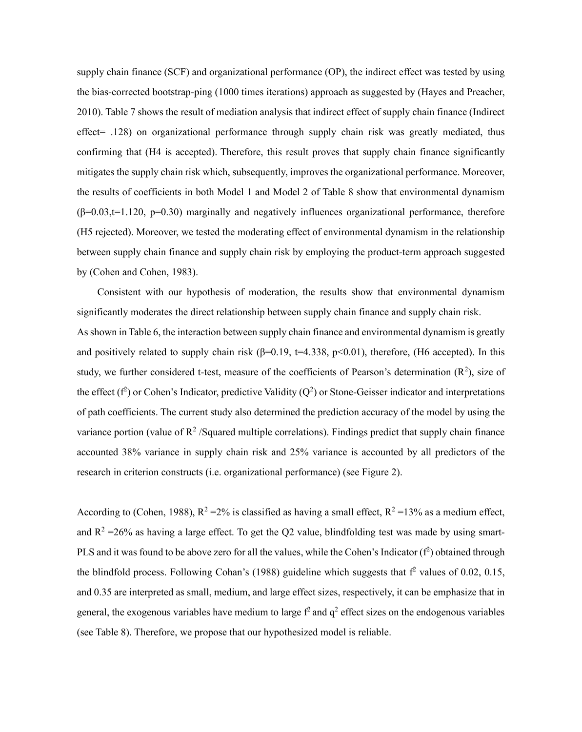supply chain finance (SCF) and organizational performance (OP), the indirect effect was tested by using the bias-corrected bootstrap-ping (1000 times iterations) approach as suggested by (Hayes and Preacher, 2010). Table 7 shows the result of mediation analysis that indirect effect of supply chain finance (Indirect effect= .128) on organizational performance through supply chain risk was greatly mediated, thus confirming that (H4 is accepted). Therefore, this result proves that supply chain finance significantly mitigates the supply chain risk which, subsequently, improves the organizational performance. Moreover, the results of coefficients in both Model 1 and Model 2 of Table 8 show that environmental dynamism ($\beta$=0.03,t=1.120, p=0.30) marginally and negatively influences organizational performance, therefore (H5 rejected). Moreover, we tested the moderating effect of environmental dynamism in the relationship between supply chain finance and supply chain risk by employing the product-term approach suggested by (Cohen and Cohen, 1983).

Consistent with our hypothesis of moderation, the results show that environmental dynamism significantly moderates the direct relationship between supply chain finance and supply chain risk. As shown in Table 6, the interaction between supply chain finance and environmental dynamism is greatly and positively related to supply chain risk ($\beta$=0.19, t=4.338, p<0.01), therefore, (H6 accepted). In this study, we further considered t-test, measure of the coefficients of Pearson's determination ($R^2$), size of the effect ($f^2$) or Cohen's Indicator, predictive Validity ($Q^2$) or Stone-Geisser indicator and interpretations of path coefficients. The current study also determined the prediction accuracy of the model by using the variance portion (value of $R^2$ /Squared multiple correlations). Findings predict that supply chain finance accounted 38% variance in supply chain risk and 25% variance is accounted by all predictors of the research in criterion constructs (i.e. organizational performance) (see Figure 2).

According to (Cohen, 1988), $R^2$ =2% is classified as having a small effect, $R^2$ =13% as a medium effect, and $R^2$ =26% as having a large effect. To get the Q2 value, blindfolding test was made by using smart-PLS and it was found to be above zero for all the values, while the Cohen's Indicator ($f^2$) obtained through the blindfold process. Following Cohan's (1988) guideline which suggests that $f^2$ values of 0.02, 0.15, and 0.35 are interpreted as small, medium, and large effect sizes, respectively, it can be emphasize that in general, the exogenous variables have medium to large $f^2$ and $q^2$ effect sizes on the endogenous variables (see Table 8). Therefore, we propose that our hypothesized model is reliable.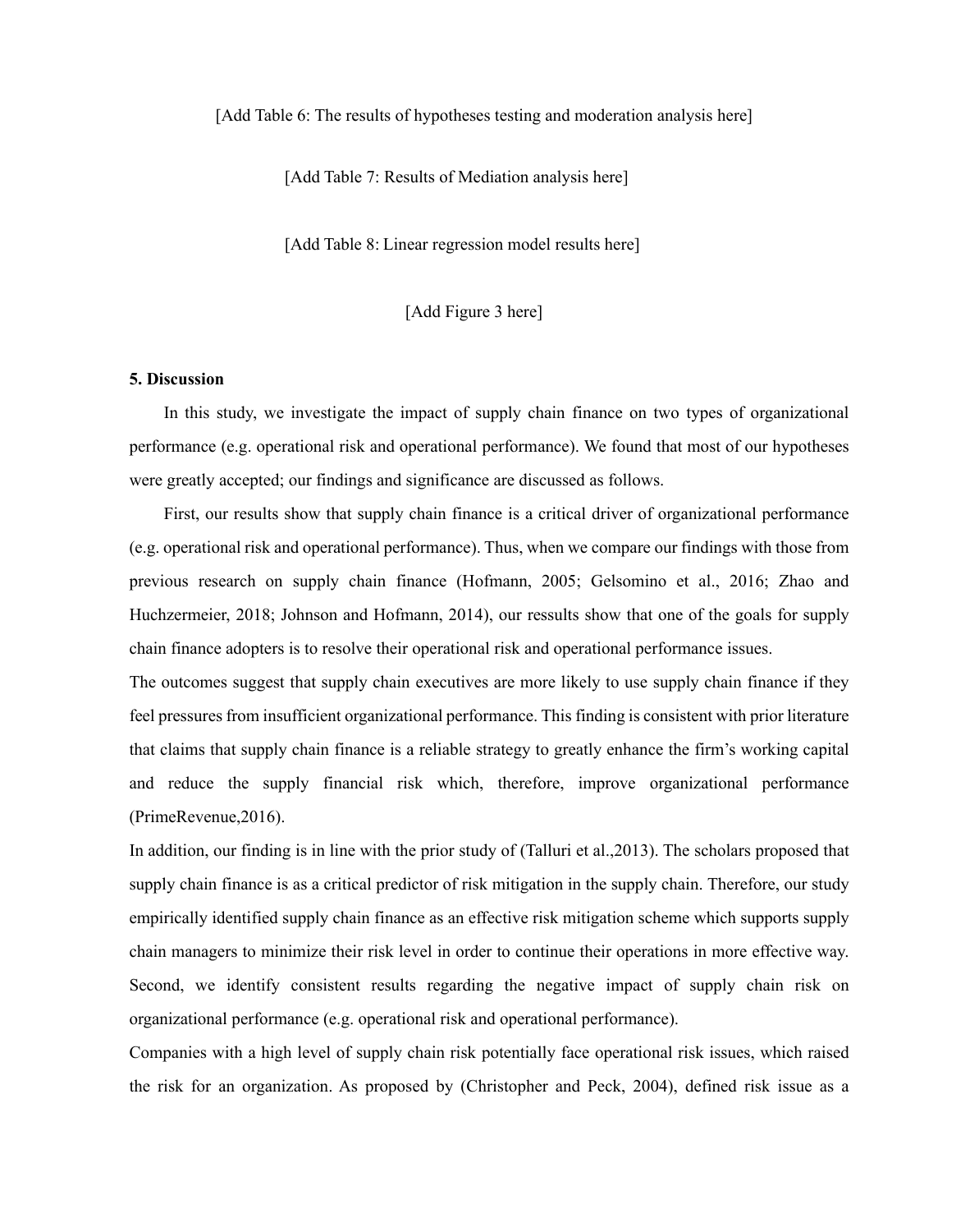[Add Table 6: The results of hypotheses testing and moderation analysis here]

[Add Table 7: Results of Mediation analysis here]

[Add Table 8: Linear regression model results here]

[Add Figure 3 here]

**5. Discussion**

In this study, we investigate the impact of supply chain finance on two types of organizational performance (e.g. operational risk and operational performance). We found that most of our hypotheses were greatly accepted; our findings and significance are discussed as follows.

First, our results show that supply chain finance is a critical driver of organizational performance (e.g. operational risk and operational performance). Thus, when we compare our findings with those from previous research on supply chain finance (Hofmann, 2005; Gelsomino et al., 2016; Zhao and Huchzermeier, 2018; Johnson and Hofmann, 2014), our ressults show that one of the goals for supply chain finance adopters is to resolve their operational risk and operational performance issues.

The outcomes suggest that supply chain executives are more likely to use supply chain finance if they feel pressures from insufficient organizational performance. This finding is consistent with prior literature that claims that supply chain finance is a reliable strategy to greatly enhance the firm's working capital and reduce the supply financial risk which, therefore, improve organizational performance (PrimeRevenue,2016).

In addition, our finding is in line with the prior study of (Talluri et al.,2013). The scholars proposed that supply chain finance is as a critical predictor of risk mitigation in the supply chain. Therefore, our study empirically identified supply chain finance as an effective risk mitigation scheme which supports supply chain managers to minimize their risk level in order to continue their operations in more effective way.

Second, we identify consistent results regarding the negative impact of supply chain risk on organizational performance (e.g. operational risk and operational performance).

Companies with a high level of supply chain risk potentially face operational risk issues, which raised the risk for an organization. As proposed by (Christopher and Peck, 2004), defined risk issue as a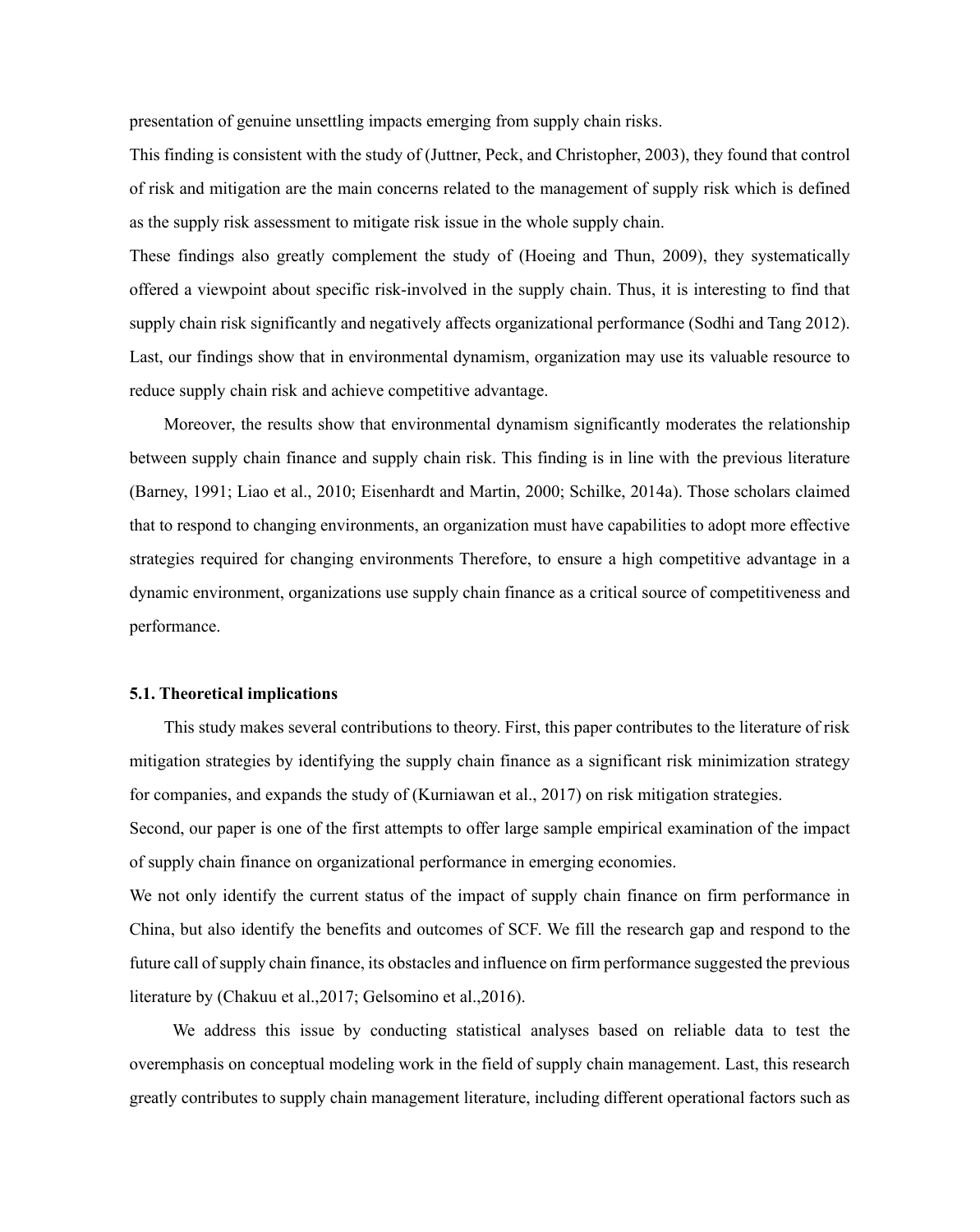presentation of genuine unsettling impacts emerging from supply chain risks.

This finding is consistent with the study of (Juttner, Peck, and Christopher, 2003), they found that control of risk and mitigation are the main concerns related to the management of supply risk which is defined as the supply risk assessment to mitigate risk issue in the whole supply chain.

These findings also greatly complement the study of (Hoeing and Thun, 2009), they systematically offered a viewpoint about specific risk-involved in the supply chain. Thus, it is interesting to find that supply chain risk significantly and negatively affects organizational performance (Sodhi and Tang 2012). Last, our findings show that in environmental dynamism, organization may use its valuable resource to reduce supply chain risk and achieve competitive advantage.

Moreover, the results show that environmental dynamism significantly moderates the relationship between supply chain finance and supply chain risk. This finding is in line with the previous literature (Barney, 1991; Liao et al., 2010; Eisenhardt and Martin, 2000; Schilke, 2014a). Those scholars claimed that to respond to changing environments, an organization must have capabilities to adopt more effective strategies required for changing environments Therefore, to ensure a high competitive advantage in a dynamic environment, organizations use supply chain finance as a critical source of competitiveness and performance.

### 5.1. Theoretical implications

This study makes several contributions to theory. First, this paper contributes to the literature of risk mitigation strategies by identifying the supply chain finance as a significant risk minimization strategy for companies, and expands the study of (Kurniawan et al., 2017) on risk mitigation strategies.

Second, our paper is one of the first attempts to offer large sample empirical examination of the impact of supply chain finance on organizational performance in emerging economies.

We not only identify the current status of the impact of supply chain finance on firm performance in China, but also identify the benefits and outcomes of SCF. We fill the research gap and respond to the future call of supply chain finance, its obstacles and influence on firm performance suggested the previous literature by (Chakuu et al.,2017; Gelsomino et al.,2016).

We address this issue by conducting statistical analyses based on reliable data to test the overemphasis on conceptual modeling work in the field of supply chain management. Last, this research greatly contributes to supply chain management literature, including different operational factors such as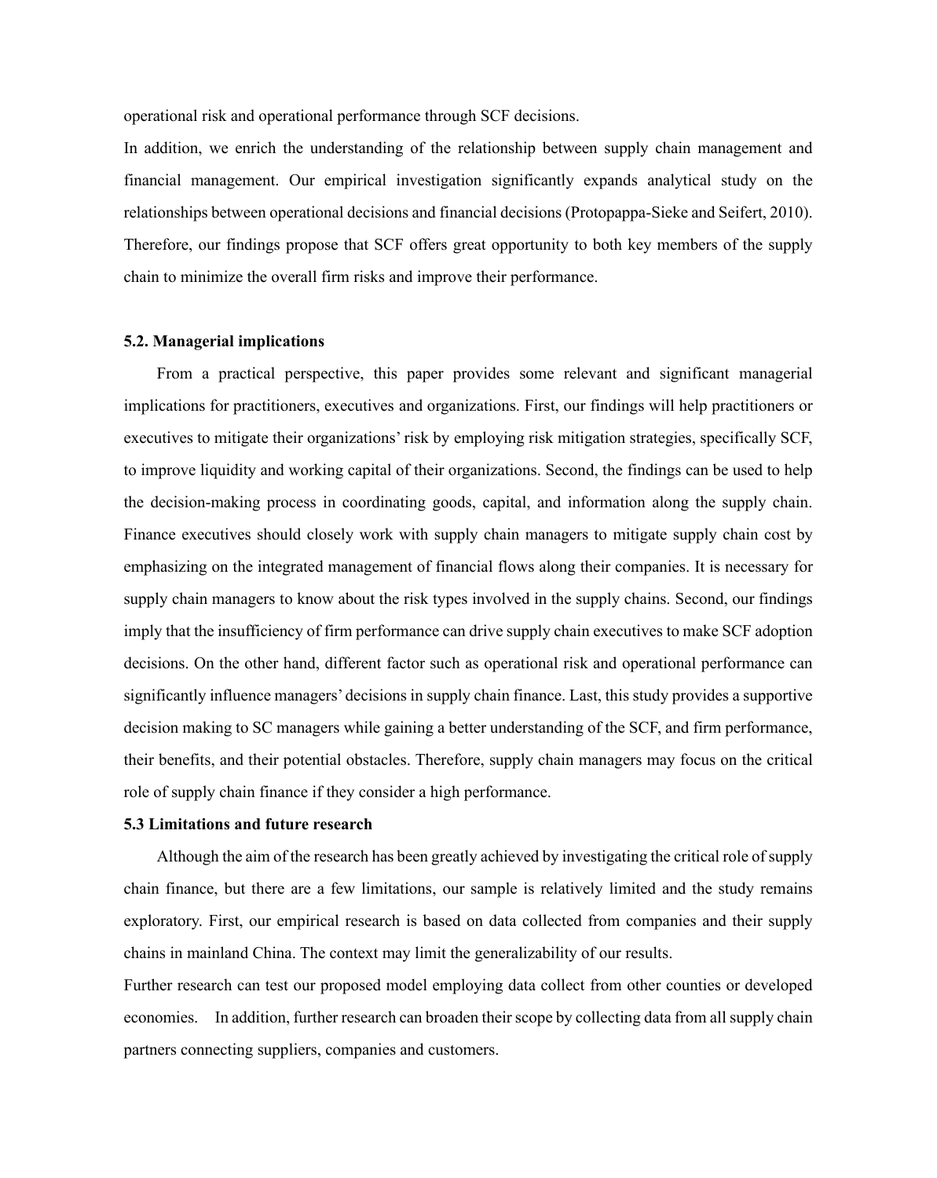operational risk and operational performance through SCF decisions.

In addition, we enrich the understanding of the relationship between supply chain management and financial management. Our empirical investigation significantly expands analytical study on the relationships between operational decisions and financial decisions (Protopappa-Sieke and Seifert, 2010). Therefore, our findings propose that SCF offers great opportunity to both key members of the supply chain to minimize the overall firm risks and improve their performance.

### 5.2. Managerial implications

From a practical perspective, this paper provides some relevant and significant managerial implications for practitioners, executives and organizations. First, our findings will help practitioners or executives to mitigate their organizations' risk by employing risk mitigation strategies, specifically SCF, to improve liquidity and working capital of their organizations. Second, the findings can be used to help the decision-making process in coordinating goods, capital, and information along the supply chain. Finance executives should closely work with supply chain managers to mitigate supply chain cost by emphasizing on the integrated management of financial flows along their companies. It is necessary for supply chain managers to know about the risk types involved in the supply chains. Second, our findings imply that the insufficiency of firm performance can drive supply chain executives to make SCF adoption decisions. On the other hand, different factor such as operational risk and operational performance can significantly influence managers' decisions in supply chain finance. Last, this study provides a supportive decision making to SC managers while gaining a better understanding of the SCF, and firm performance, their benefits, and their potential obstacles. Therefore, supply chain managers may focus on the critical role of supply chain finance if they consider a high performance.

### 5.3 Limitations and future research

Although the aim of the research has been greatly achieved by investigating the critical role of supply chain finance, but there are a few limitations, our sample is relatively limited and the study remains exploratory. First, our empirical research is based on data collected from companies and their supply chains in mainland China. The context may limit the generalizability of our results.

Further research can test our proposed model employing data collect from other counties or developed economies. In addition, further research can broaden their scope by collecting data from all supply chain partners connecting suppliers, companies and customers.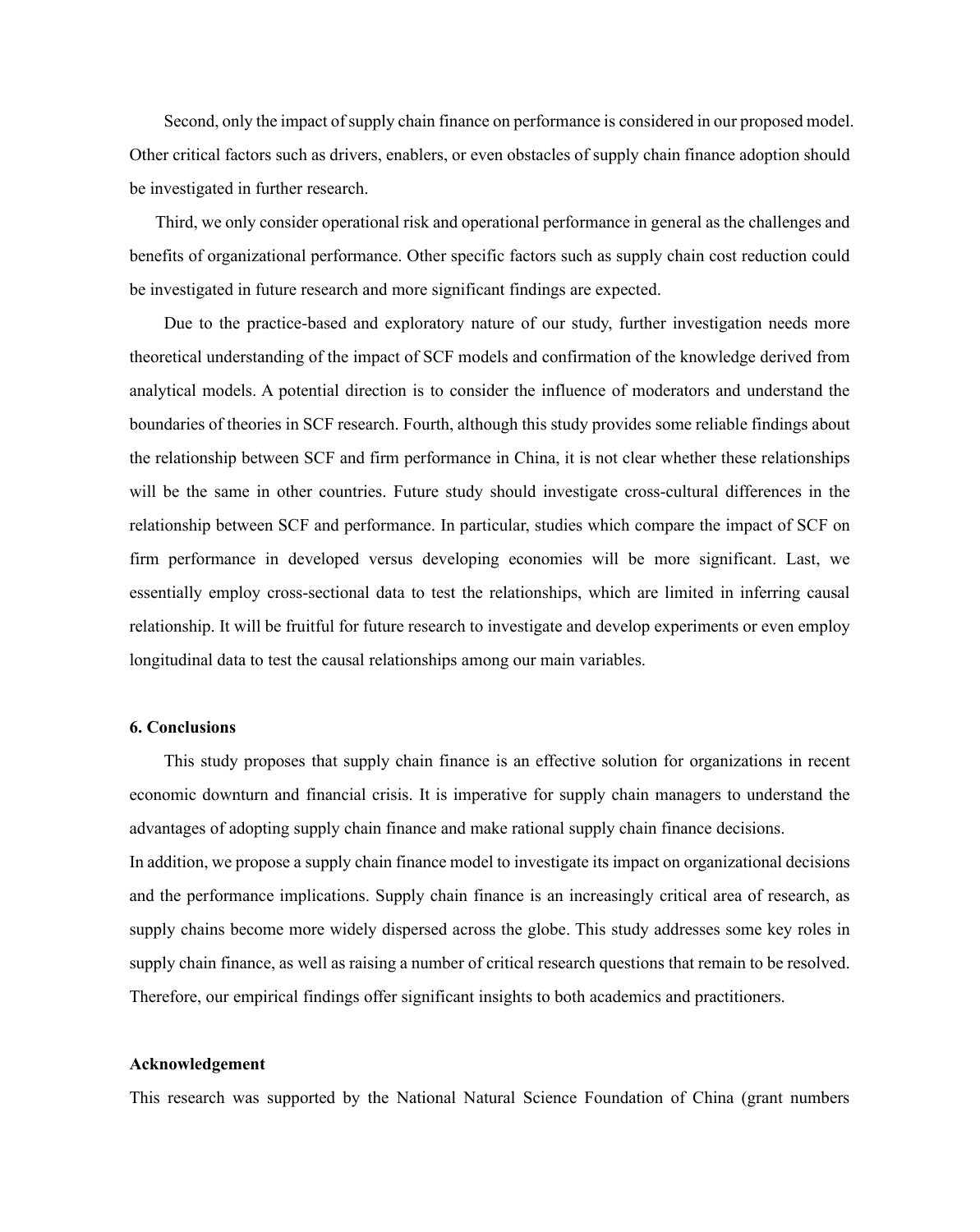Second, only the impact of supply chain finance on performance is considered in our proposed model. Other critical factors such as drivers, enablers, or even obstacles of supply chain finance adoption should be investigated in further research.

Third, we only consider operational risk and operational performance in general as the challenges and benefits of organizational performance. Other specific factors such as supply chain cost reduction could be investigated in future research and more significant findings are expected.

Due to the practice-based and exploratory nature of our study, further investigation needs more theoretical understanding of the impact of SCF models and confirmation of the knowledge derived from analytical models. A potential direction is to consider the influence of moderators and understand the boundaries of theories in SCF research. Fourth, although this study provides some reliable findings about the relationship between SCF and firm performance in China, it is not clear whether these relationships will be the same in other countries. Future study should investigate cross-cultural differences in the relationship between SCF and performance. In particular, studies which compare the impact of SCF on firm performance in developed versus developing economies will be more significant. Last, we essentially employ cross-sectional data to test the relationships, which are limited in inferring causal relationship. It will be fruitful for future research to investigate and develop experiments or even employ longitudinal data to test the causal relationships among our main variables.

## 6. Conclusions

This study proposes that supply chain finance is an effective solution for organizations in recent economic downturn and financial crisis. It is imperative for supply chain managers to understand the advantages of adopting supply chain finance and make rational supply chain finance decisions.

In addition, we propose a supply chain finance model to investigate its impact on organizational decisions and the performance implications. Supply chain finance is an increasingly critical area of research, as supply chains become more widely dispersed across the globe. This study addresses some key roles in supply chain finance, as well as raising a number of critical research questions that remain to be resolved. Therefore, our empirical findings offer significant insights to both academics and practitioners.

## Acknowledgement

This research was supported by the National Natural Science Foundation of China (grant numbers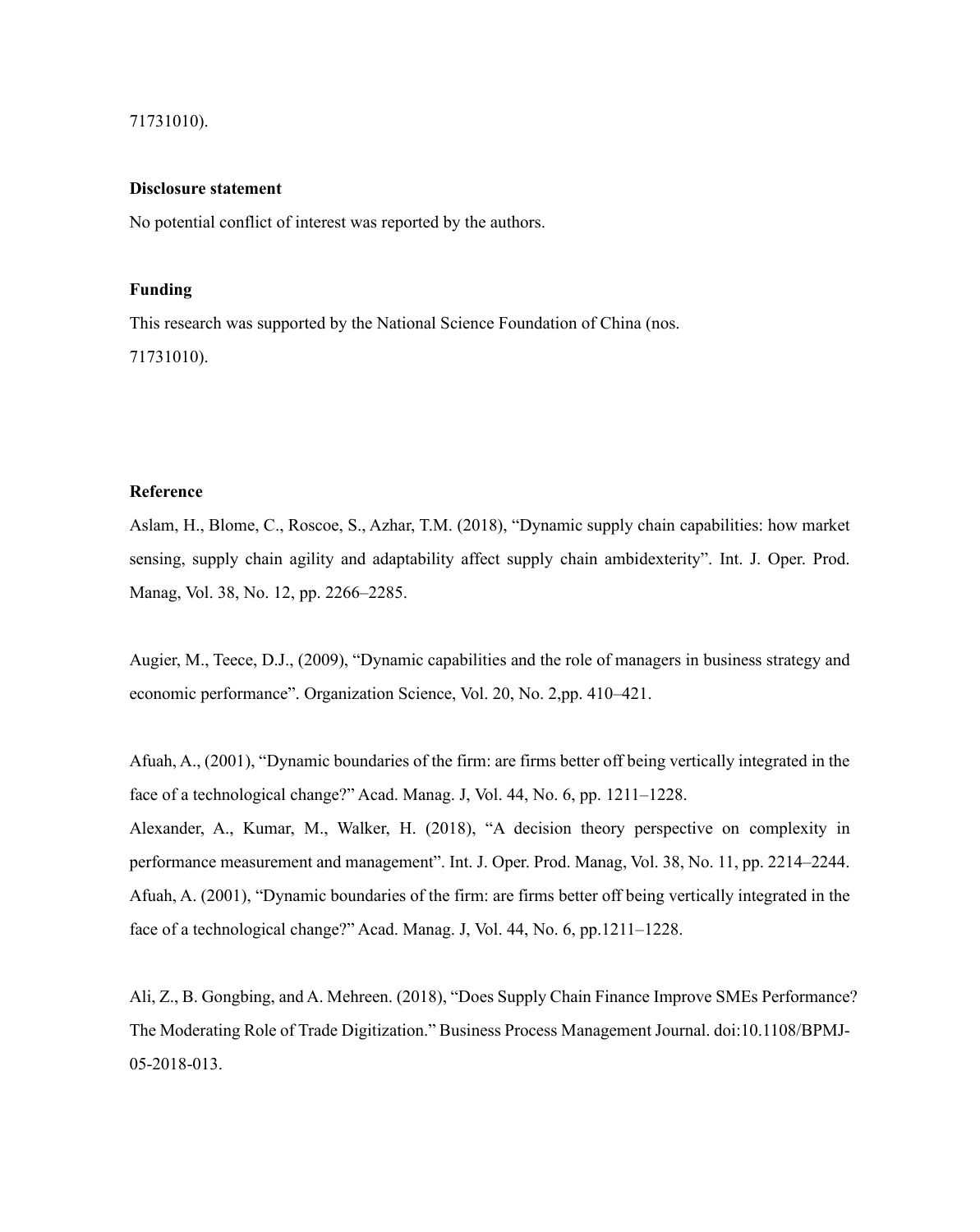71731010).

**Disclosure statement**

No potential conflict of interest was reported by the authors.

**Funding**

This research was supported by the National Science Foundation of China (nos. 71731010).

**Reference**

Aslam, H., Blome, C., Roscoe, S., Azhar, T.M. (2018), "Dynamic supply chain capabilities: how market sensing, supply chain agility and adaptability affect supply chain ambidexterity". Int. J. Oper. Prod. Manag, Vol. 38, No. 12, pp. 2266–2285.

Augier, M., Teece, D.J., (2009), "Dynamic capabilities and the role of managers in business strategy and economic performance". Organization Science, Vol. 20, No. 2,pp. 410–421.

Afuah, A., (2001), "Dynamic boundaries of the firm: are firms better off being vertically integrated in the face of a technological change?" Acad. Manag. J, Vol. 44, No. 6, pp. 1211–1228.

Alexander, A., Kumar, M., Walker, H. (2018), "A decision theory perspective on complexity in performance measurement and management". Int. J. Oper. Prod. Manag, Vol. 38, No. 11, pp. 2214–2244.

Afuah, A. (2001), "Dynamic boundaries of the firm: are firms better off being vertically integrated in the face of a technological change?" Acad. Manag. J, Vol. 44, No. 6, pp.1211–1228.

Ali, Z., B. Gongbing, and A. Mehreen. (2018), "Does Supply Chain Finance Improve SMEs Performance? The Moderating Role of Trade Digitization." Business Process Management Journal. doi:10.1108/BPMJ-05-2018-013.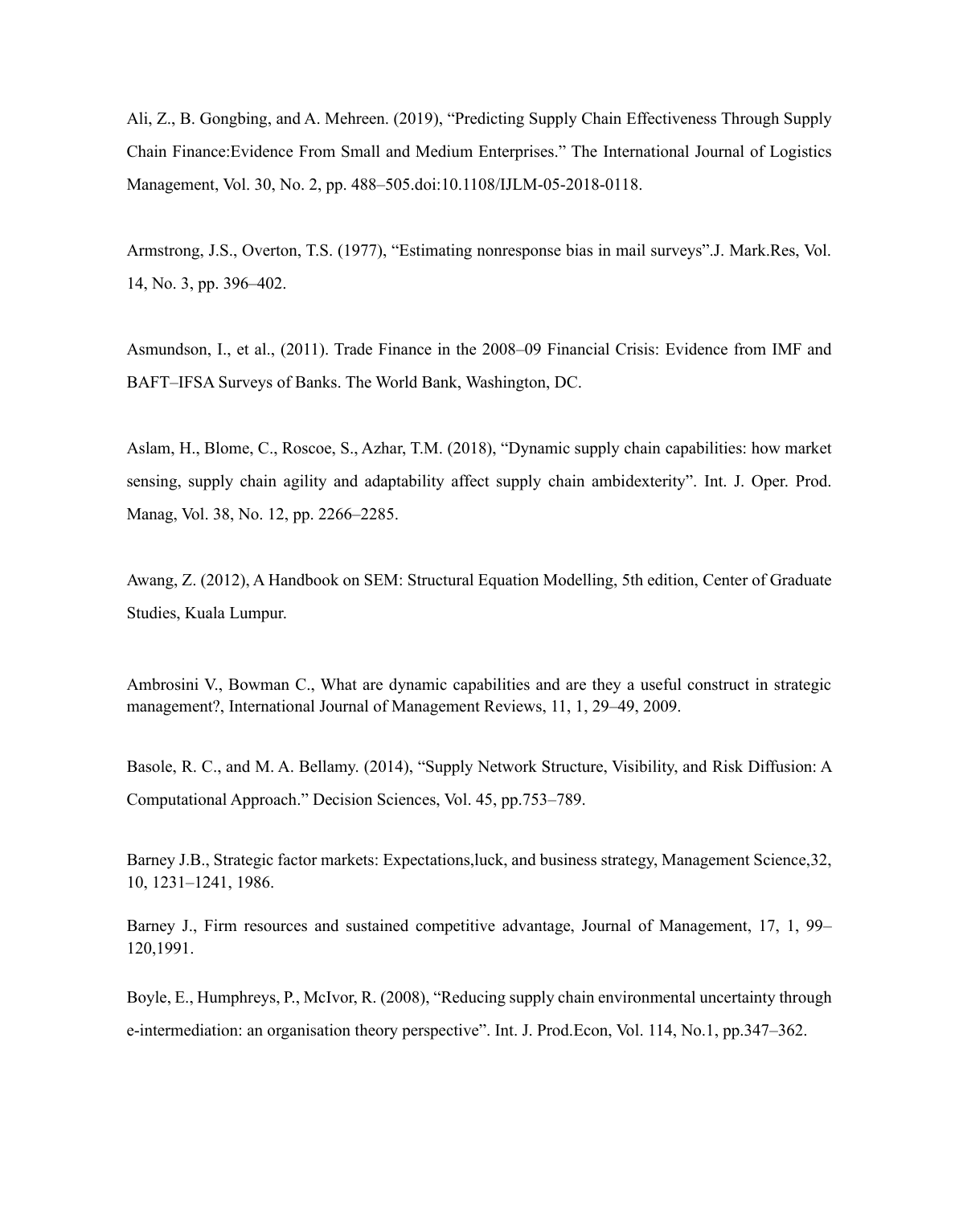Ali, Z., B. Gongbing, and A. Mehreen. (2019), "Predicting Supply Chain Effectiveness Through Supply Chain Finance:Evidence From Small and Medium Enterprises." The International Journal of Logistics Management, Vol. 30, No. 2, pp. 488–505.doi:10.1108/IJLM-05-2018-0118.

Armstrong, J.S., Overton, T.S. (1977), "Estimating nonresponse bias in mail surveys".J. Mark.Res, Vol. 14, No. 3, pp. 396–402.

Asmundson, I., et al., (2011). Trade Finance in the 2008–09 Financial Crisis: Evidence from IMF and BAFT–IFSA Surveys of Banks. The World Bank, Washington, DC.

Aslam, H., Blome, C., Roscoe, S., Azhar, T.M. (2018), "Dynamic supply chain capabilities: how market sensing, supply chain agility and adaptability affect supply chain ambidexterity". Int. J. Oper. Prod. Manag, Vol. 38, No. 12, pp. 2266–2285.

Awang, Z. (2012), A Handbook on SEM: Structural Equation Modelling, 5th edition, Center of Graduate Studies, Kuala Lumpur.

Ambrosini V., Bowman C., What are dynamic capabilities and are they a useful construct in strategic management?, International Journal of Management Reviews, 11, 1, 29–49, 2009.

Basole, R. C., and M. A. Bellamy. (2014), "Supply Network Structure, Visibility, and Risk Diffusion: A Computational Approach." Decision Sciences, Vol. 45, pp.753–789.

Barney J.B., Strategic factor markets: Expectations,luck, and business strategy, Management Science,32, 10, 1231–1241, 1986.

Barney J., Firm resources and sustained competitive advantage, Journal of Management, 17, 1, 99–120,1991.

Boyle, E., Humphreys, P., McIvor, R. (2008), "Reducing supply chain environmental uncertainty through e-intermediation: an organisation theory perspective". Int. J. Prod.Econ, Vol. 114, No.1, pp.347–362.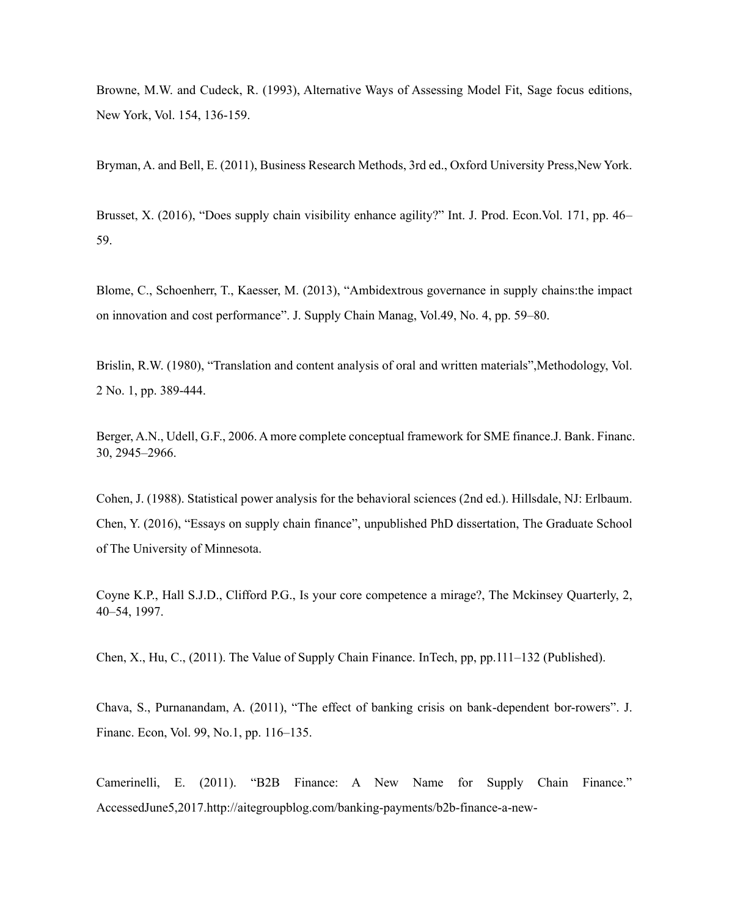Browne, M.W. and Cudeck, R. (1993), Alternative Ways of Assessing Model Fit, Sage focus editions, New York, Vol. 154, 136-159.

Bryman, A. and Bell, E. (2011), Business Research Methods, 3rd ed., Oxford University Press,New York.

Brusset, X. (2016), “Does supply chain visibility enhance agility?” Int. J. Prod. Econ.Vol. 171, pp. 46–59.

Blome, C., Schoenherr, T., Kaesser, M. (2013), “Ambidextrous governance in supply chains:the impact on innovation and cost performance”. J. Supply Chain Manag, Vol.49, No. 4, pp. 59–80.

Brislin, R.W. (1980), “Translation and content analysis of oral and written materials”,Methodology, Vol. 2 No. 1, pp. 389-444.

Berger, A.N., Udell, G.F., 2006. A more complete conceptual framework for SME finance.J. Bank. Financ. 30, 2945–2966.

Cohen, J. (1988). Statistical power analysis for the behavioral sciences (2nd ed.). Hillsdale, NJ: Erlbaum.
Chen, Y. (2016), “Essays on supply chain finance”, unpublished PhD dissertation, The Graduate School of The University of Minnesota.

Coyne K.P., Hall S.J.D., Clifford P.G., Is your core competence a mirage?, The Mckinsey Quarterly, 2, 40–54, 1997.

Chen, X., Hu, C., (2011). The Value of Supply Chain Finance. InTech, pp, pp.111–132 (Published).

Chava, S., Purnanandam, A. (2011), “The effect of banking crisis on bank-dependent bor-rowers”. J. Financ. Econ, Vol. 99, No.1, pp. 116–135.

Camerinelli, E. (2011). “B2B Finance: A New Name for Supply Chain Finance.” AccessedJune5,2017.http://aitegroupblog.com/banking-payments/b2b-finance-a-new-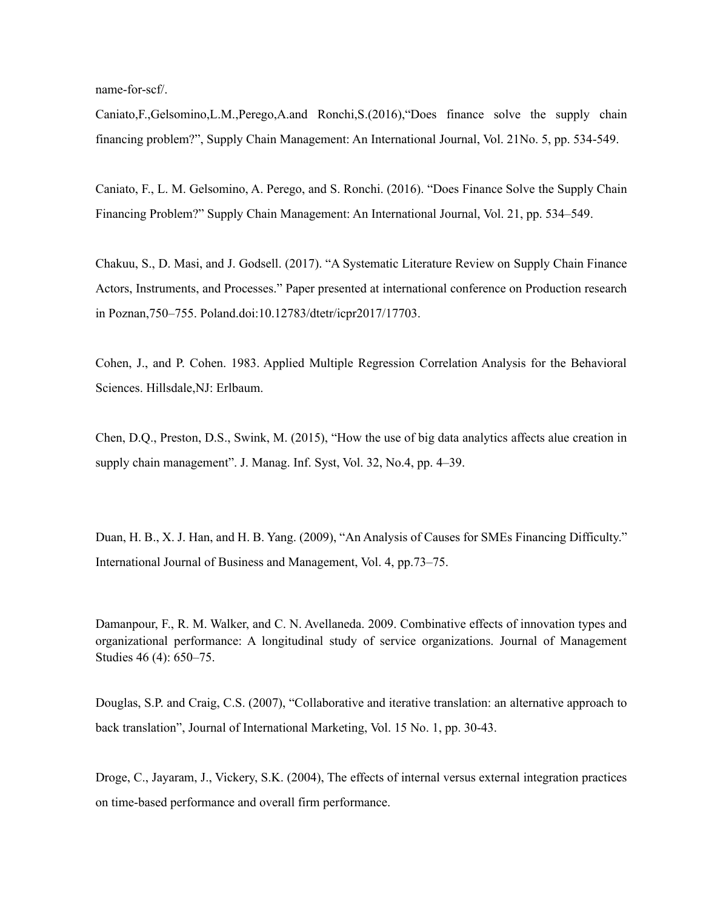name-for-scf/.

Caniato,F.,Gelsomino,L.M.,Perego,A.and Ronchi,S.(2016),"Does finance solve the supply chain financing problem?", Supply Chain Management: An International Journal, Vol. 21No. 5, pp. 534-549.

Caniato, F., L. M. Gelsomino, A. Perego, and S. Ronchi. (2016). "Does Finance Solve the Supply Chain Financing Problem?" Supply Chain Management: An International Journal, Vol. 21, pp. 534–549.

Chakuu, S., D. Masi, and J. Godsell. (2017). "A Systematic Literature Review on Supply Chain Finance Actors, Instruments, and Processes." Paper presented at international conference on Production research in Poznan,750–755. Poland.doi:10.12783/dtetr/icpr2017/17703.

Cohen, J., and P. Cohen. 1983. Applied Multiple Regression Correlation Analysis for the Behavioral Sciences. Hillsdale,NJ: Erlbaum.

Chen, D.Q., Preston, D.S., Swink, M. (2015), "How the use of big data analytics affects alue creation in supply chain management". J. Manag. Inf. Syst, Vol. 32, No.4, pp. 4–39.

Duan, H. B., X. J. Han, and H. B. Yang. (2009), "An Analysis of Causes for SMEs Financing Difficulty." International Journal of Business and Management, Vol. 4, pp.73–75.

Damanpour, F., R. M. Walker, and C. N. Avellaneda. 2009. Combinative effects of innovation types and organizational performance: A longitudinal study of service organizations. Journal of Management Studies 46 (4): 650–75.

Douglas, S.P. and Craig, C.S. (2007), "Collaborative and iterative translation: an alternative approach to back translation", Journal of International Marketing, Vol. 15 No. 1, pp. 30-43.

Droge, C., Jayaram, J., Vickery, S.K. (2004), The effects of internal versus external integration practices on time-based performance and overall firm performance.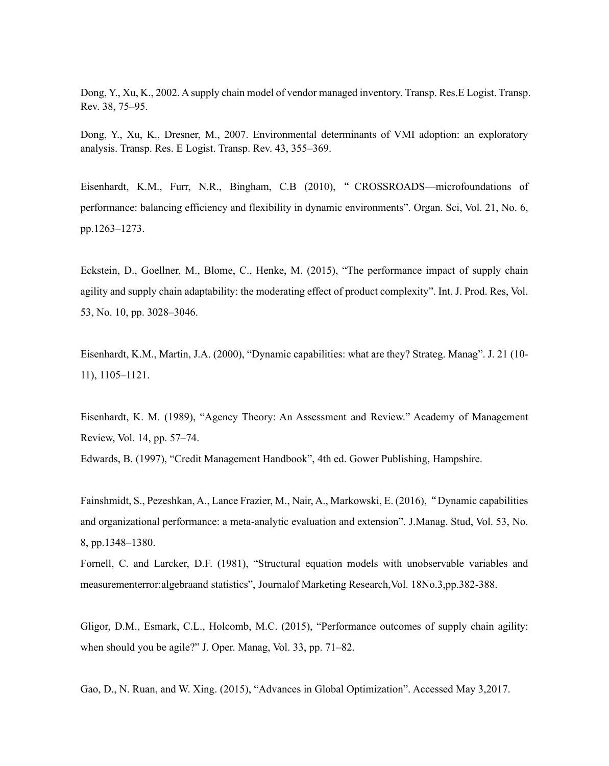Dong, Y., Xu, K., 2002. A supply chain model of vendor managed inventory. Transp. Res.E Logist. Transp. Rev. 38, 75–95.

Dong, Y., Xu, K., Dresner, M., 2007. Environmental determinants of VMI adoption: an exploratory analysis. Transp. Res. E Logist. Transp. Rev. 43, 355–369.

Eisenhardt, K.M., Furr, N.R., Bingham, C.B (2010), " CROSSROADS—microfoundations of performance: balancing efficiency and flexibility in dynamic environments". Organ. Sci, Vol. 21, No. 6, pp.1263–1273.

Eckstein, D., Goellner, M., Blome, C., Henke, M. (2015), "The performance impact of supply chain agility and supply chain adaptability: the moderating effect of product complexity". Int. J. Prod. Res, Vol. 53, No. 10, pp. 3028–3046.

Eisenhardt, K.M., Martin, J.A. (2000), "Dynamic capabilities: what are they? Strateg. Manag". J. 21 (10-11), 1105–1121.

Eisenhardt, K. M. (1989), "Agency Theory: An Assessment and Review." Academy of Management Review, Vol. 14, pp. 57–74.

Edwards, B. (1997), "Credit Management Handbook", 4th ed. Gower Publishing, Hampshire.

Fainshmidt, S., Pezeshkan, A., Lance Frazier, M., Nair, A., Markowski, E. (2016), "Dynamic capabilities and organizational performance: a meta-analytic evaluation and extension". J.Manag. Stud, Vol. 53, No. 8, pp.1348–1380.

Fornell, C. and Larcker, D.F. (1981), "Structural equation models with unobservable variables and measurementerror:algebraand statistics", Journalof Marketing Research,Vol. 18No.3,pp.382-388.

Gligor, D.M., Esmark, C.L., Holcomb, M.C. (2015), "Performance outcomes of supply chain agility: when should you be agile?" J. Oper. Manag, Vol. 33, pp. 71–82.

Gao, D., N. Ruan, and W. Xing. (2015), "Advances in Global Optimization". Accessed May 3,2017.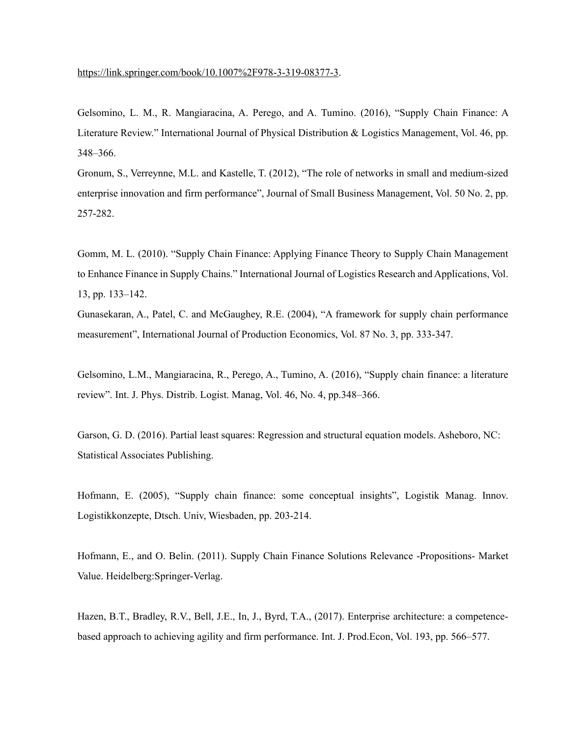https://link.springer.com/book/10.1007%2F978-3-319-08377-3.

Gelsomino, L. M., R. Mangiaracina, A. Perego, and A. Tumino. (2016), "Supply Chain Finance: A Literature Review." International Journal of Physical Distribution & Logistics Management, Vol. 46, pp. 348–366.

Gronum, S., Verreynne, M.L. and Kastelle, T. (2012), "The role of networks in small and medium-sized enterprise innovation and firm performance", Journal of Small Business Management, Vol. 50 No. 2, pp. 257-282.

Gomm, M. L. (2010). "Supply Chain Finance: Applying Finance Theory to Supply Chain Management to Enhance Finance in Supply Chains." International Journal of Logistics Research and Applications, Vol. 13, pp. 133–142.

Gunasekaran, A., Patel, C. and McGaughey, R.E. (2004), "A framework for supply chain performance measurement", International Journal of Production Economics, Vol. 87 No. 3, pp. 333-347.

Gelsomino, L.M., Mangiaracina, R., Perego, A., Tumino, A. (2016), "Supply chain finance: a literature review". Int. J. Phys. Distrib. Logist. Manag, Vol. 46, No. 4, pp.348–366.

Garson, G. D. (2016). Partial least squares: Regression and structural equation models. Asheboro, NC: Statistical Associates Publishing.

Hofmann, E. (2005), "Supply chain finance: some conceptual insights", Logistik Manag. Innov. Logistikkonzepte, Dtsch. Univ, Wiesbaden, pp. 203-214.

Hofmann, E., and O. Belin. (2011). Supply Chain Finance Solutions Relevance -Propositions- Market Value. Heidelberg:Springer-Verlag.

Hazen, B.T., Bradley, R.V., Bell, J.E., In, J., Byrd, T.A., (2017). Enterprise architecture: a competence-based approach to achieving agility and firm performance. Int. J. Prod.Econ, Vol. 193, pp. 566–577.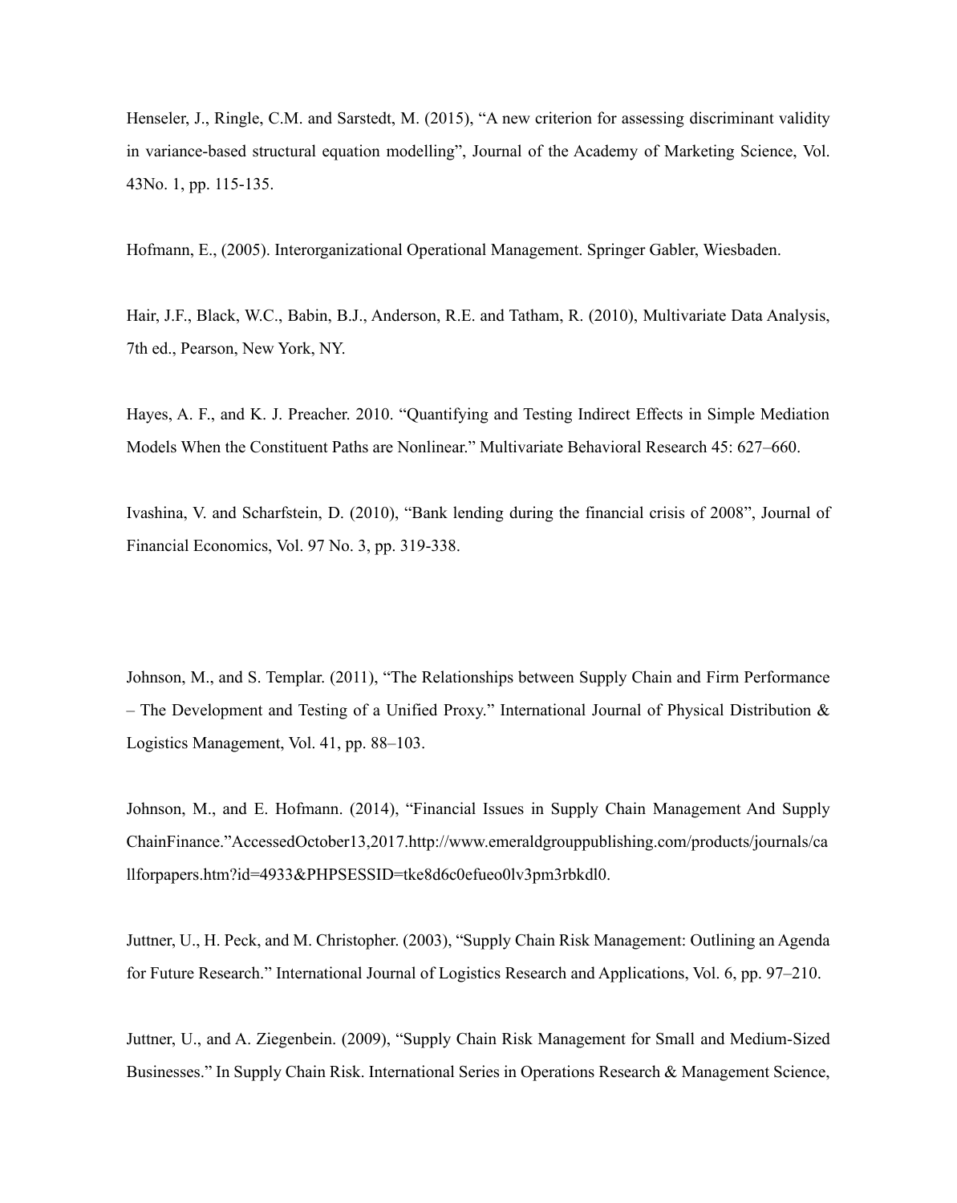Henseler, J., Ringle, C.M. and Sarstedt, M. (2015), “A new criterion for assessing discriminant validity in variance-based structural equation modelling”, Journal of the Academy of Marketing Science, Vol. 43No. 1, pp. 115-135.

Hofmann, E., (2005). Interorganizational Operational Management. Springer Gabler, Wiesbaden.

Hair, J.F., Black, W.C., Babin, B.J., Anderson, R.E. and Tatham, R. (2010), Multivariate Data Analysis, 7th ed., Pearson, New York, NY.

Hayes, A. F., and K. J. Preacher. 2010. “Quantifying and Testing Indirect Effects in Simple Mediation Models When the Constituent Paths are Nonlinear.” Multivariate Behavioral Research 45: 627–660.

Ivashina, V. and Scharfstein, D. (2010), “Bank lending during the financial crisis of 2008”, Journal of Financial Economics, Vol. 97 No. 3, pp. 319-338.

Johnson, M., and S. Templar. (2011), “The Relationships between Supply Chain and Firm Performance – The Development and Testing of a Unified Proxy.” International Journal of Physical Distribution & Logistics Management, Vol. 41, pp. 88–103.

Johnson, M., and E. Hofmann. (2014), “Financial Issues in Supply Chain Management And Supply ChainFinance.”AccessedOctober13,2017.http://www.emeraldgrouppublishing.com/products/journals/callforpapers.htm?id=4933&PHPSESSID=tke8d6c0efueo0lv3pm3rbkdl0.

Juttner, U., H. Peck, and M. Christopher. (2003), “Supply Chain Risk Management: Outlining an Agenda for Future Research.” International Journal of Logistics Research and Applications, Vol. 6, pp. 97–210.

Juttner, U., and A. Ziegenbein. (2009), “Supply Chain Risk Management for Small and Medium-Sized Businesses.” In Supply Chain Risk. International Series in Operations Research & Management Science,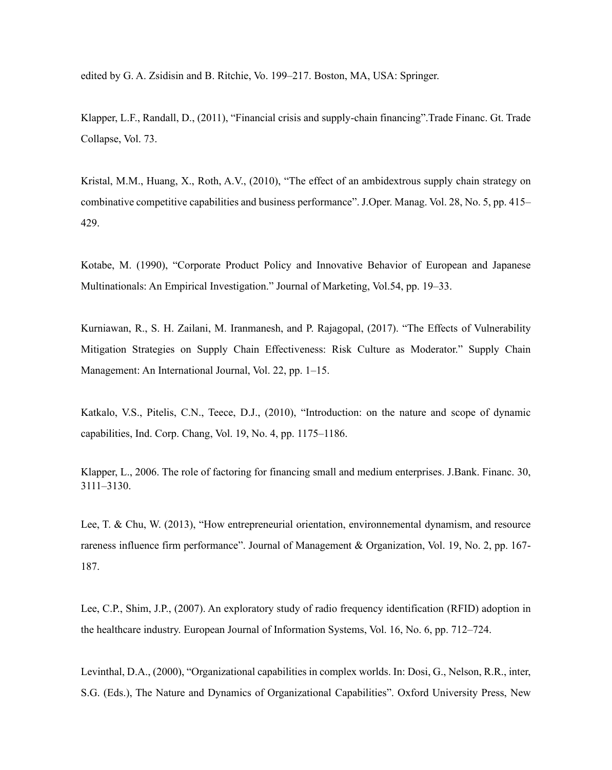edited by G. A. Zsidisin and B. Ritchie, Vo. 199–217. Boston, MA, USA: Springer.

Klapper, L.F., Randall, D., (2011), "Financial crisis and supply-chain financing".Trade Financ. Gt. Trade Collapse, Vol. 73.

Kristal, M.M., Huang, X., Roth, A.V., (2010), "The effect of an ambidextrous supply chain strategy on combinative competitive capabilities and business performance". J.Oper. Manag. Vol. 28, No. 5, pp. 415–429.

Kotabe, M. (1990), "Corporate Product Policy and Innovative Behavior of European and Japanese Multinationals: An Empirical Investigation." Journal of Marketing, Vol.54, pp. 19–33.

Kurniawan, R., S. H. Zailani, M. Iranmanesh, and P. Rajagopal, (2017). "The Effects of Vulnerability Mitigation Strategies on Supply Chain Effectiveness: Risk Culture as Moderator." Supply Chain Management: An International Journal, Vol. 22, pp. 1–15.

Katkalo, V.S., Pitelis, C.N., Teece, D.J., (2010), "Introduction: on the nature and scope of dynamic capabilities, Ind. Corp. Chang, Vol. 19, No. 4, pp. 1175–1186.

Klapper, L., 2006. The role of factoring for financing small and medium enterprises. J.Bank. Financ. 30, 3111–3130.

Lee, T. & Chu, W. (2013), "How entrepreneurial orientation, environnemental dynamism, and resource rareness influence firm performance". Journal of Management & Organization, Vol. 19, No. 2, pp. 167-187.

Lee, C.P., Shim, J.P., (2007). An exploratory study of radio frequency identification (RFID) adoption in the healthcare industry. European Journal of Information Systems, Vol. 16, No. 6, pp. 712–724.

Levinthal, D.A., (2000), "Organizational capabilities in complex worlds. In: Dosi, G., Nelson, R.R., inter, S.G. (Eds.), The Nature and Dynamics of Organizational Capabilities". Oxford University Press, New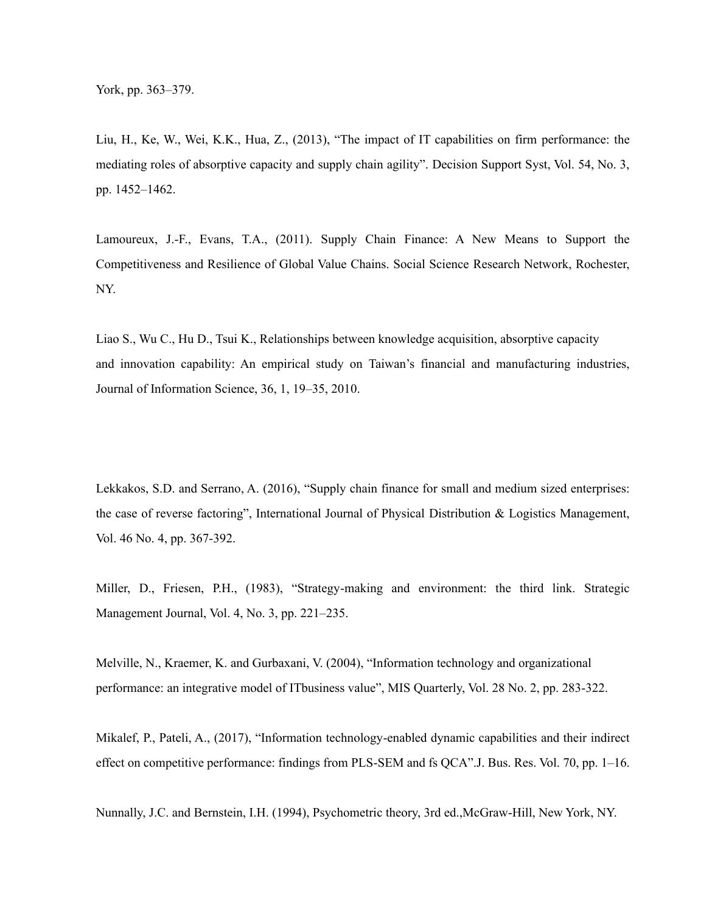York, pp. 363–379.

Liu, H., Ke, W., Wei, K.K., Hua, Z., (2013), "The impact of IT capabilities on firm performance: the mediating roles of absorptive capacity and supply chain agility". Decision Support Syst, Vol. 54, No. 3, pp. 1452–1462.

Lamoureux, J.-F., Evans, T.A., (2011). Supply Chain Finance: A New Means to Support the Competitiveness and Resilience of Global Value Chains. Social Science Research Network, Rochester, NY.

Liao S., Wu C., Hu D., Tsui K., Relationships between knowledge acquisition, absorptive capacity and innovation capability: An empirical study on Taiwan's financial and manufacturing industries, Journal of Information Science, 36, 1, 19–35, 2010.

Lekkakos, S.D. and Serrano, A. (2016), "Supply chain finance for small and medium sized enterprises: the case of reverse factoring", International Journal of Physical Distribution & Logistics Management, Vol. 46 No. 4, pp. 367-392.

Miller, D., Friesen, P.H., (1983), "Strategy-making and environment: the third link. Strategic Management Journal, Vol. 4, No. 3, pp. 221–235.

Melville, N., Kraemer, K. and Gurbaxani, V. (2004), "Information technology and organizational performance: an integrative model of ITbusiness value", MIS Quarterly, Vol. 28 No. 2, pp. 283-322.

Mikalef, P., Pateli, A., (2017), "Information technology-enabled dynamic capabilities and their indirect effect on competitive performance: findings from PLS-SEM and fs QCA".J. Bus. Res. Vol. 70, pp. 1–16.

Nunnally, J.C. and Bernstein, I.H. (1994), Psychometric theory, 3rd ed.,McGraw-Hill, New York, NY.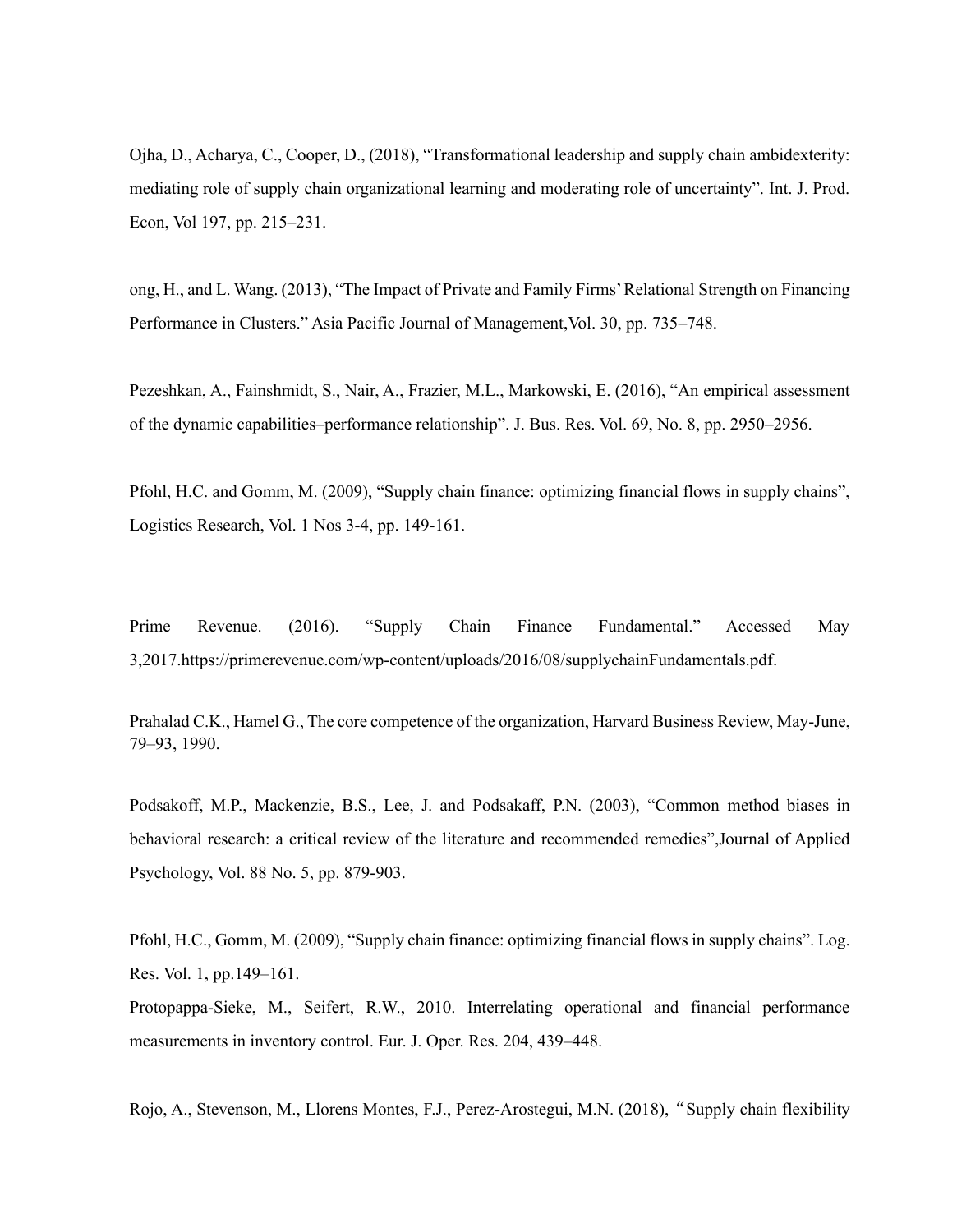Ojha, D., Acharya, C., Cooper, D., (2018), “Transformational leadership and supply chain ambidexterity: mediating role of supply chain organizational learning and moderating role of uncertainty”. Int. J. Prod. Econ, Vol 197, pp. 215–231.

ong, H., and L. Wang. (2013), “The Impact of Private and Family Firms' Relational Strength on Financing Performance in Clusters.” Asia Pacific Journal of Management,Vol. 30, pp. 735–748.

Pezeshkan, A., Fainshmidt, S., Nair, A., Frazier, M.L., Markowski, E. (2016), “An empirical assessment of the dynamic capabilities–performance relationship”. J. Bus. Res. Vol. 69, No. 8, pp. 2950–2956.

Pfohl, H.C. and Gomm, M. (2009), “Supply chain finance: optimizing financial flows in supply chains”, Logistics Research, Vol. 1 Nos 3-4, pp. 149-161.

Prime Revenue. (2016). “Supply Chain Finance Fundamental.” Accessed May 3,2017.https://primerevenue.com/wp-content/uploads/2016/08/supplychainFundamentals.pdf.

Prahalad C.K., Hamel G., The core competence of the organization, Harvard Business Review, May-June, 79–93, 1990.

Podsakoff, M.P., Mackenzie, B.S., Lee, J. and Podsakaff, P.N. (2003), “Common method biases in behavioral research: a critical review of the literature and recommended remedies”,Journal of Applied Psychology, Vol. 88 No. 5, pp. 879-903.

Pfohl, H.C., Gomm, M. (2009), “Supply chain finance: optimizing financial flows in supply chains”. Log. Res. Vol. 1, pp.149–161.

Protopappa-Sieke, M., Seifert, R.W., 2010. Interrelating operational and financial performance measurements in inventory control. Eur. J. Oper. Res. 204, 439–448.

Rojo, A., Stevenson, M., Llorens Montes, F.J., Perez-Arostegui, M.N. (2018), “Supply chain flexibility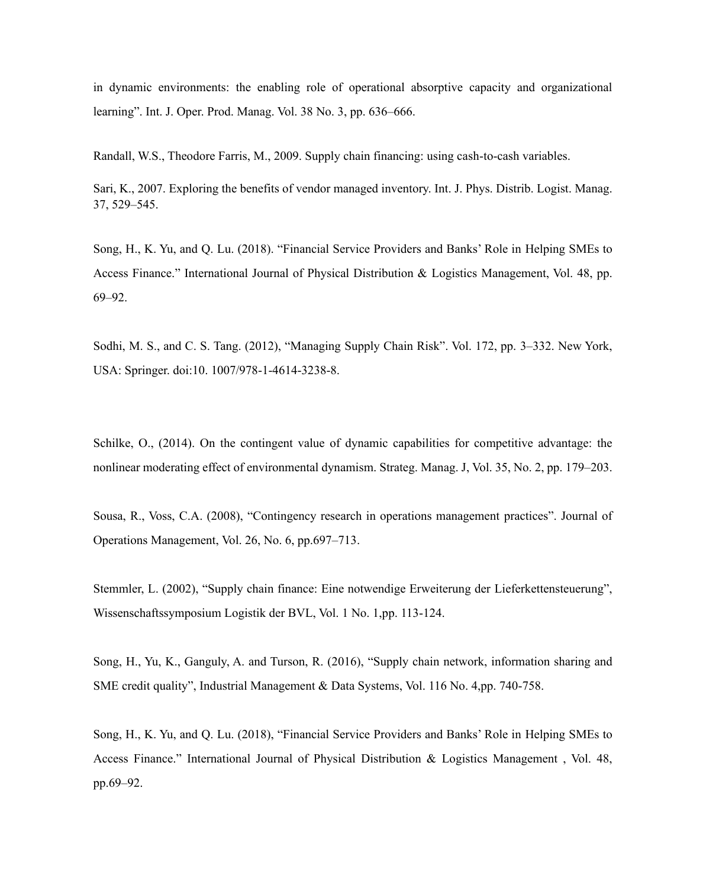in dynamic environments: the enabling role of operational absorptive capacity and organizational learning". Int. J. Oper. Prod. Manag. Vol. 38 No. 3, pp. 636–666.

Randall, W.S., Theodore Farris, M., 2009. Supply chain financing: using cash-to-cash variables.

Sari, K., 2007. Exploring the benefits of vendor managed inventory. Int. J. Phys. Distrib. Logist. Manag. 37, 529–545.

Song, H., K. Yu, and Q. Lu. (2018). "Financial Service Providers and Banks' Role in Helping SMEs to Access Finance." International Journal of Physical Distribution & Logistics Management, Vol. 48, pp. 69–92.

Sodhi, M. S., and C. S. Tang. (2012), "Managing Supply Chain Risk". Vol. 172, pp. 3–332. New York, USA: Springer. doi:10. 1007/978-1-4614-3238-8.

Schilke, O., (2014). On the contingent value of dynamic capabilities for competitive advantage: the nonlinear moderating effect of environmental dynamism. Strateg. Manag. J, Vol. 35, No. 2, pp. 179–203.

Sousa, R., Voss, C.A. (2008), "Contingency research in operations management practices". Journal of Operations Management, Vol. 26, No. 6, pp.697–713.

Stemmler, L. (2002), "Supply chain finance: Eine notwendige Erweiterung der Lieferkettensteuerung", Wissenschaftssymposium Logistik der BVL, Vol. 1 No. 1,pp. 113-124.

Song, H., Yu, K., Ganguly, A. and Turson, R. (2016), "Supply chain network, information sharing and SME credit quality", Industrial Management & Data Systems, Vol. 116 No. 4,pp. 740-758.

Song, H., K. Yu, and Q. Lu. (2018), "Financial Service Providers and Banks' Role in Helping SMEs to Access Finance." International Journal of Physical Distribution & Logistics Management , Vol. 48, pp.69–92.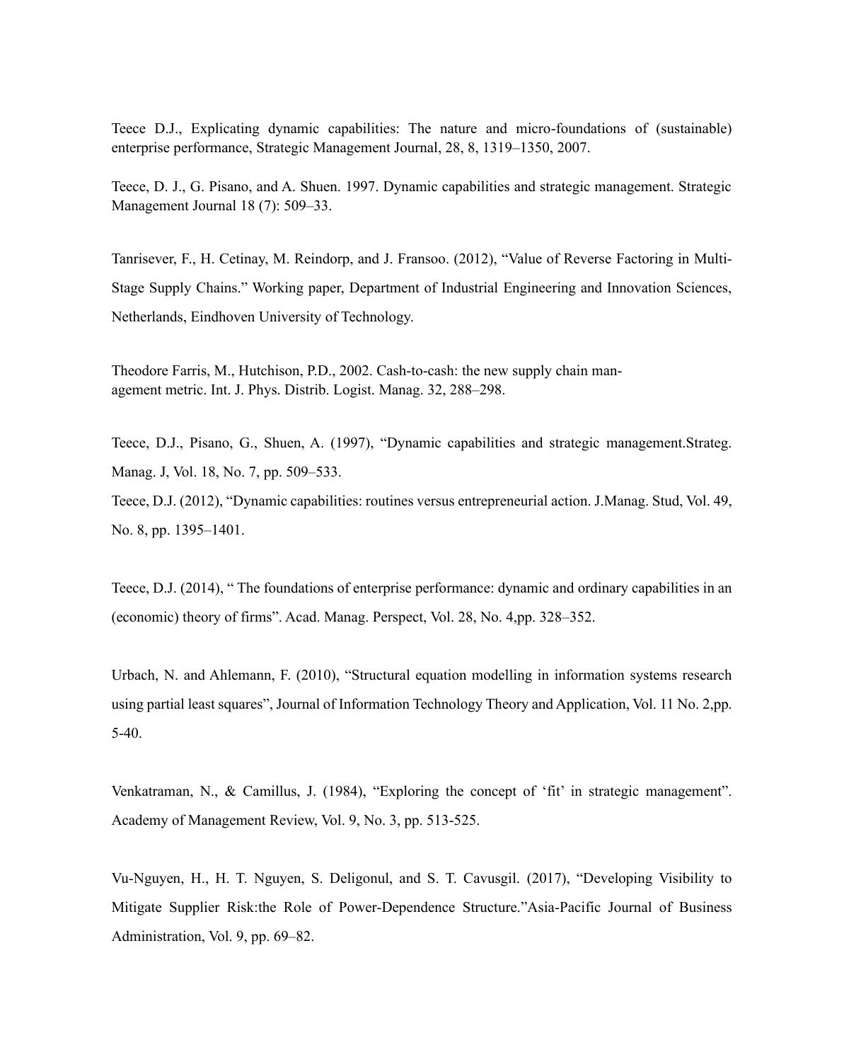Teece D.J., Explicating dynamic capabilities: The nature and micro-foundations of (sustainable) enterprise performance, Strategic Management Journal, 28, 8, 1319–1350, 2007.

Teece, D. J., G. Pisano, and A. Shuen. 1997. Dynamic capabilities and strategic management. Strategic Management Journal 18 (7): 509–33.

Tanrisever, F., H. Cetinay, M. Reindorp, and J. Fransoo. (2012), "Value of Reverse Factoring in Multi-Stage Supply Chains." Working paper, Department of Industrial Engineering and Innovation Sciences, Netherlands, Eindhoven University of Technology.

Theodore Farris, M., Hutchison, P.D., 2002. Cash-to-cash: the new supply chain management metric. Int. J. Phys. Distrib. Logist. Manag. 32, 288–298.

Teece, D.J., Pisano, G., Shuen, A. (1997), "Dynamic capabilities and strategic management.Strateg. Manag. J, Vol. 18, No. 7, pp. 509–533.

Teece, D.J. (2012), "Dynamic capabilities: routines versus entrepreneurial action. J.Manag. Stud, Vol. 49, No. 8, pp. 1395–1401.

Teece, D.J. (2014), " The foundations of enterprise performance: dynamic and ordinary capabilities in an (economic) theory of firms". Acad. Manag. Perspect, Vol. 28, No. 4,pp. 328–352.

Urbach, N. and Ahlemann, F. (2010), "Structural equation modelling in information systems research using partial least squares", Journal of Information Technology Theory and Application, Vol. 11 No. 2,pp. 5-40.

Venkatraman, N., & Camillus, J. (1984), "Exploring the concept of 'fit' in strategic management". Academy of Management Review, Vol. 9, No. 3, pp. 513-525.

Vu-Nguyen, H., H. T. Nguyen, S. Deligonul, and S. T. Cavusgil. (2017), "Developing Visibility to Mitigate Supplier Risk:the Role of Power-Dependence Structure."Asia-Pacific Journal of Business Administration, Vol. 9, pp. 69–82.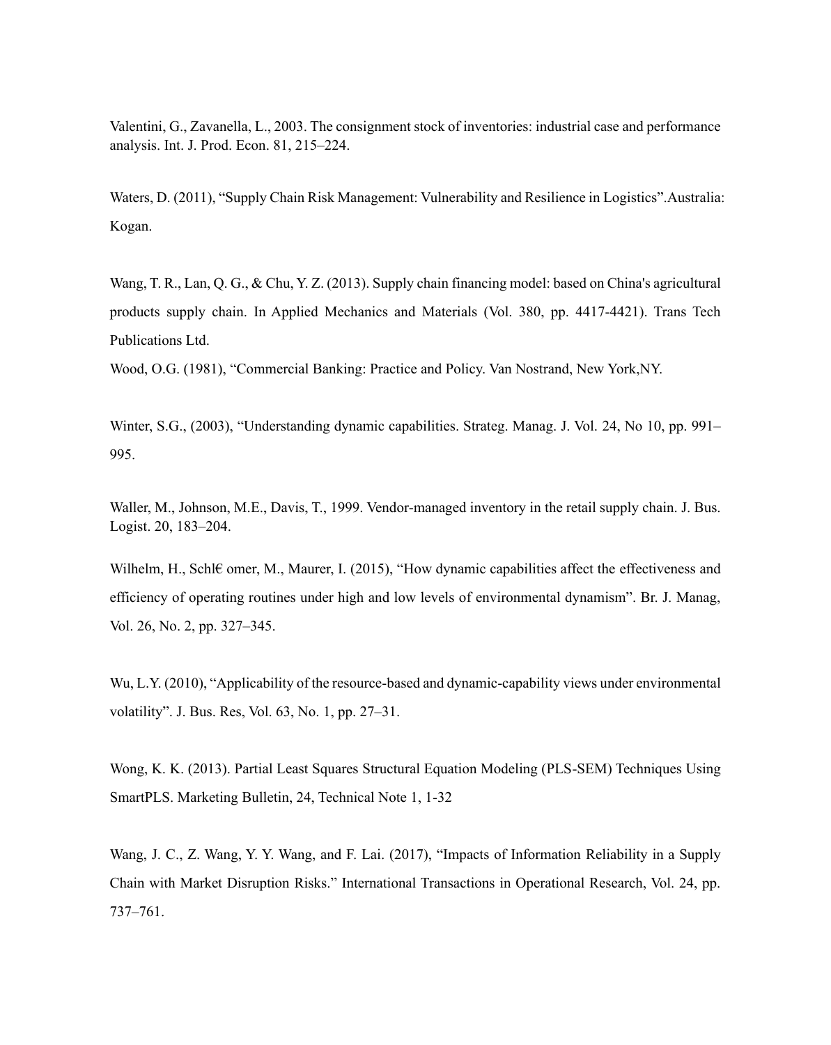Valentini, G., Zavanella, L., 2003. The consignment stock of inventories: industrial case and performance analysis. Int. J. Prod. Econ. 81, 215–224.

Waters, D. (2011), “Supply Chain Risk Management: Vulnerability and Resilience in Logistics”.Australia: Kogan.

Wang, T. R., Lan, Q. G., & Chu, Y. Z. (2013). Supply chain financing model: based on China's agricultural products supply chain. In Applied Mechanics and Materials (Vol. 380, pp. 4417-4421). Trans Tech Publications Ltd.

Wood, O.G. (1981), “Commercial Banking: Practice and Policy. Van Nostrand, New York,NY.

Winter, S.G., (2003), “Understanding dynamic capabilities. Strateg. Manag. J. Vol. 24, No 10, pp. 991–995.

Waller, M., Johnson, M.E., Davis, T., 1999. Vendor-managed inventory in the retail supply chain. J. Bus. Logist. 20, 183–204.

Wilhelm, H., Schl€ omer, M., Maurer, I. (2015), “How dynamic capabilities affect the effectiveness and efficiency of operating routines under high and low levels of environmental dynamism”. Br. J. Manag, Vol. 26, No. 2, pp. 327–345.

Wu, L.Y. (2010), “Applicability of the resource-based and dynamic-capability views under environmental volatility”. J. Bus. Res, Vol. 63, No. 1, pp. 27–31.

Wong, K. K. (2013). Partial Least Squares Structural Equation Modeling (PLS-SEM) Techniques Using SmartPLS. Marketing Bulletin, 24, Technical Note 1, 1-32

Wang, J. C., Z. Wang, Y. Y. Wang, and F. Lai. (2017), “Impacts of Information Reliability in a Supply Chain with Market Disruption Risks.” International Transactions in Operational Research, Vol. 24, pp. 737–761.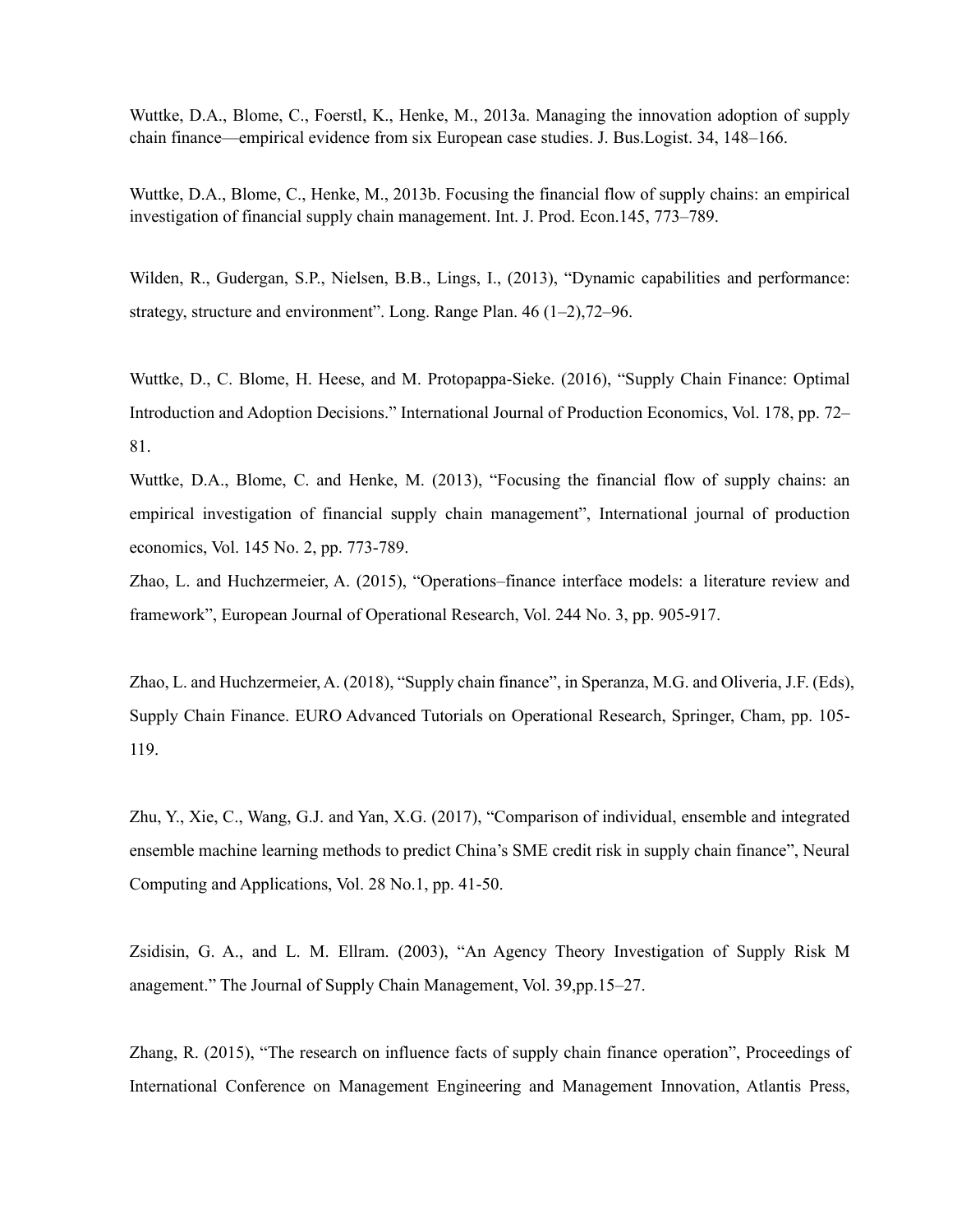Wuttke, D.A., Blome, C., Foerstl, K., Henke, M., 2013a. Managing the innovation adoption of supply chain finance—empirical evidence from six European case studies. J. Bus.Logist. 34, 148–166.

Wuttke, D.A., Blome, C., Henke, M., 2013b. Focusing the financial flow of supply chains: an empirical investigation of financial supply chain management. Int. J. Prod. Econ.145, 773–789.

Wilden, R., Gudergan, S.P., Nielsen, B.B., Lings, I., (2013), "Dynamic capabilities and performance: strategy, structure and environment". Long. Range Plan. 46 (1–2),72–96.

Wuttke, D., C. Blome, H. Heese, and M. Protopappa-Sieke. (2016), "Supply Chain Finance: Optimal Introduction and Adoption Decisions." International Journal of Production Economics, Vol. 178, pp. 72–81.

Wuttke, D.A., Blome, C. and Henke, M. (2013), "Focusing the financial flow of supply chains: an empirical investigation of financial supply chain management", International journal of production economics, Vol. 145 No. 2, pp. 773-789.

Zhao, L. and Huchzermeier, A. (2015), "Operations–finance interface models: a literature review and framework", European Journal of Operational Research, Vol. 244 No. 3, pp. 905-917.

Zhao, L. and Huchzermeier, A. (2018), "Supply chain finance", in Speranza, M.G. and Oliveria, J.F. (Eds), Supply Chain Finance. EURO Advanced Tutorials on Operational Research, Springer, Cham, pp. 105-119.

Zhu, Y., Xie, C., Wang, G.J. and Yan, X.G. (2017), "Comparison of individual, ensemble and integrated ensemble machine learning methods to predict China's SME credit risk in supply chain finance", Neural Computing and Applications, Vol. 28 No.1, pp. 41-50.

Zsidisin, G. A., and L. M. Ellram. (2003), "An Agency Theory Investigation of Supply Risk M anagement." The Journal of Supply Chain Management, Vol. 39,pp.15–27.

Zhang, R. (2015), "The research on influence facts of supply chain finance operation", Proceedings of International Conference on Management Engineering and Management Innovation, Atlantis Press,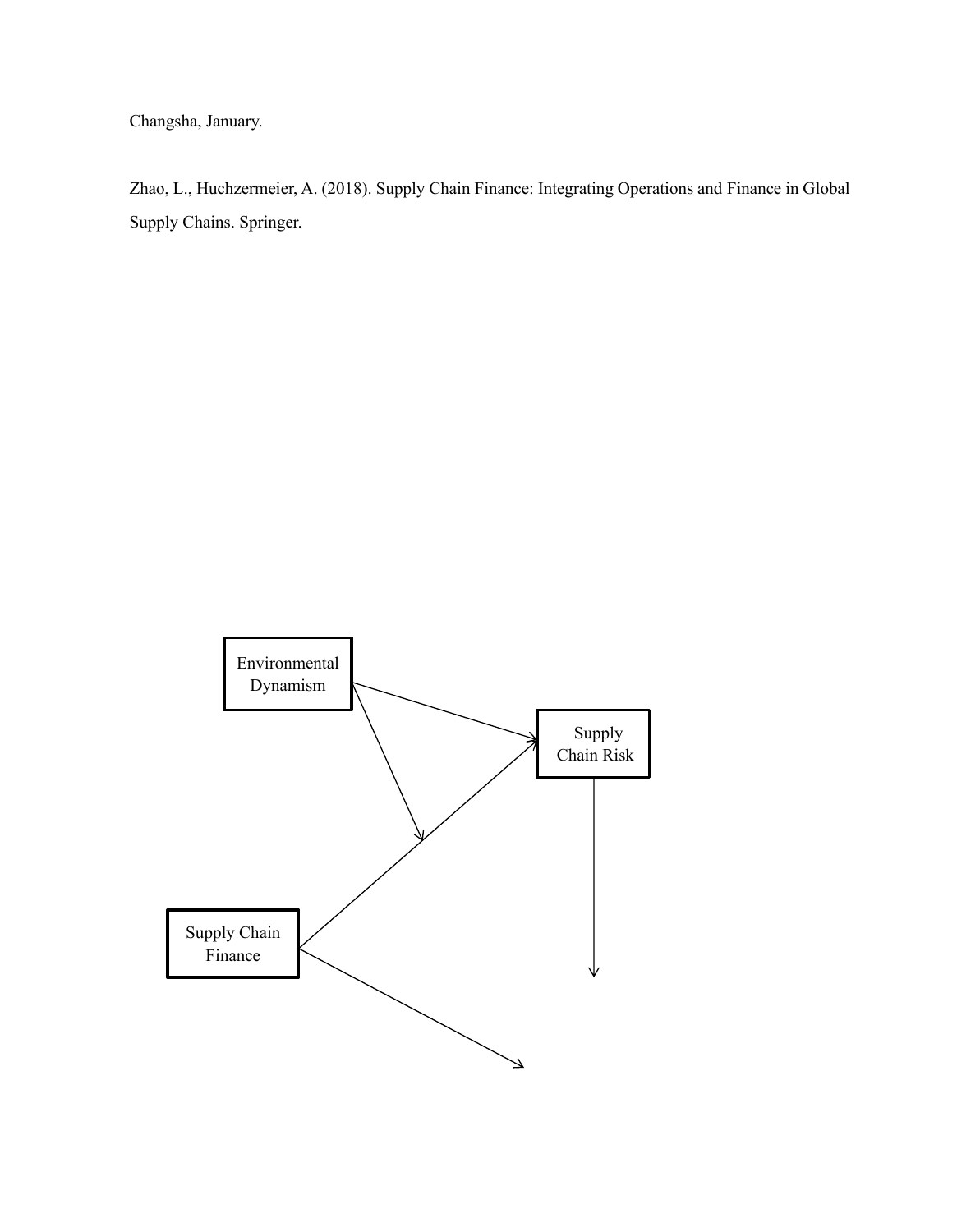Changsha, January.

Zhao, L., Huchzermeier, A. (2018). Supply Chain Finance: Integrating Operations and Finance in Global Supply Chains. Springer.

Environmental Dynamism

Supply Chain Risk

Supply Chain Finance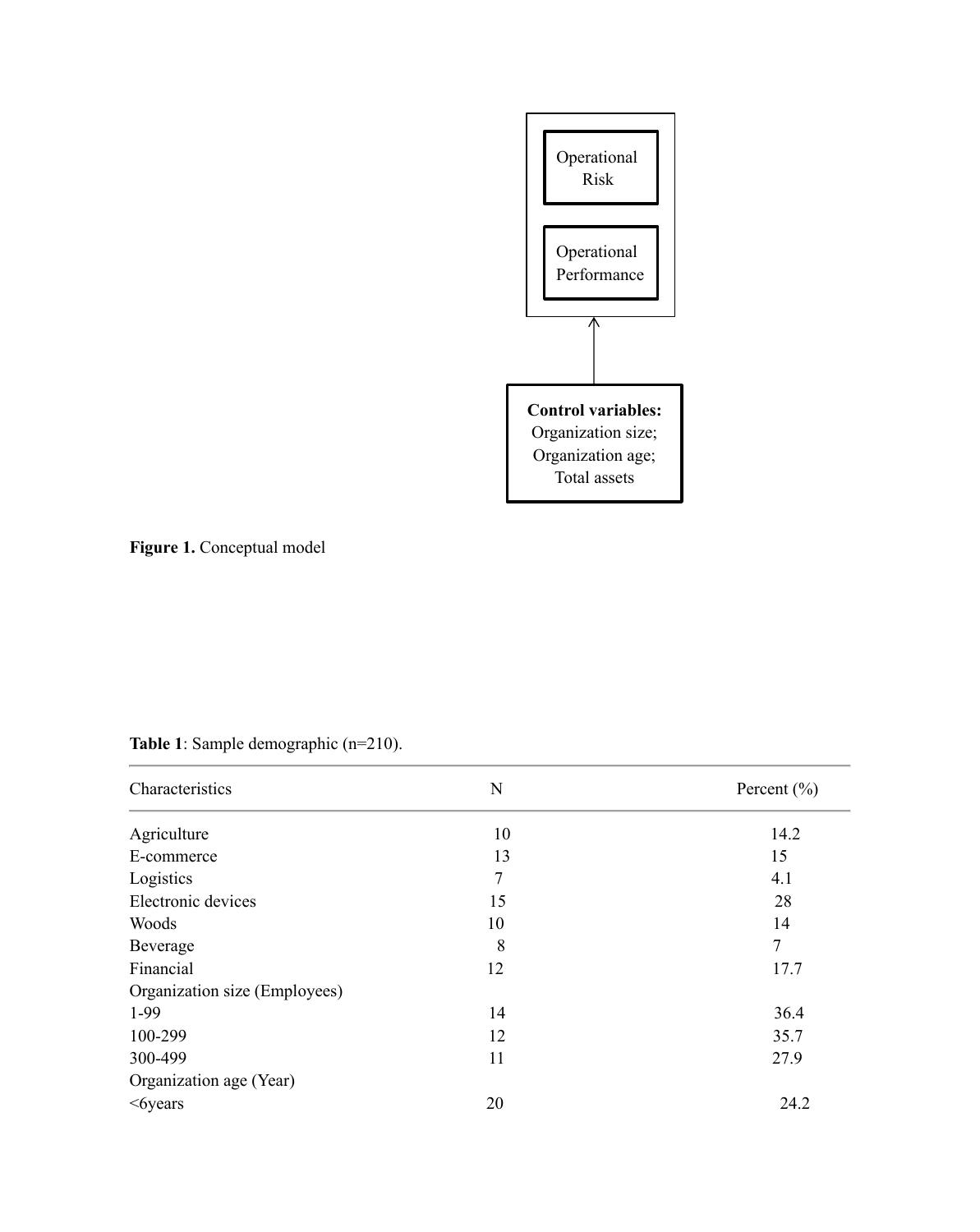Operational Risk

Operational Performance

**Control variables:**
Organization size;
Organization age;
Total assets

**Figure 1.** Conceptual model

**Table 1**: Sample demographic (n=210).

| Characteristics | N | Percent (%) |
|---|---|---|
| Agriculture | 10 | 14.2 |
| E-commerce | 13 | 15 |
| Logistics | 7 | 4.1 |
| Electronic devices | 15 | 28 |
| Woods | 10 | 14 |
| Beverage | 8 | 7 |
| Financial | 12 | 17.7 |
| Organization size (Employees) | | |
| 1-99 | 14 | 36.4 |
| 100-299 | 12 | 35.7 |
| 300-499 | 11 | 27.9 |
| Organization age (Year) | | |
| <6years | 20 | 24.2 |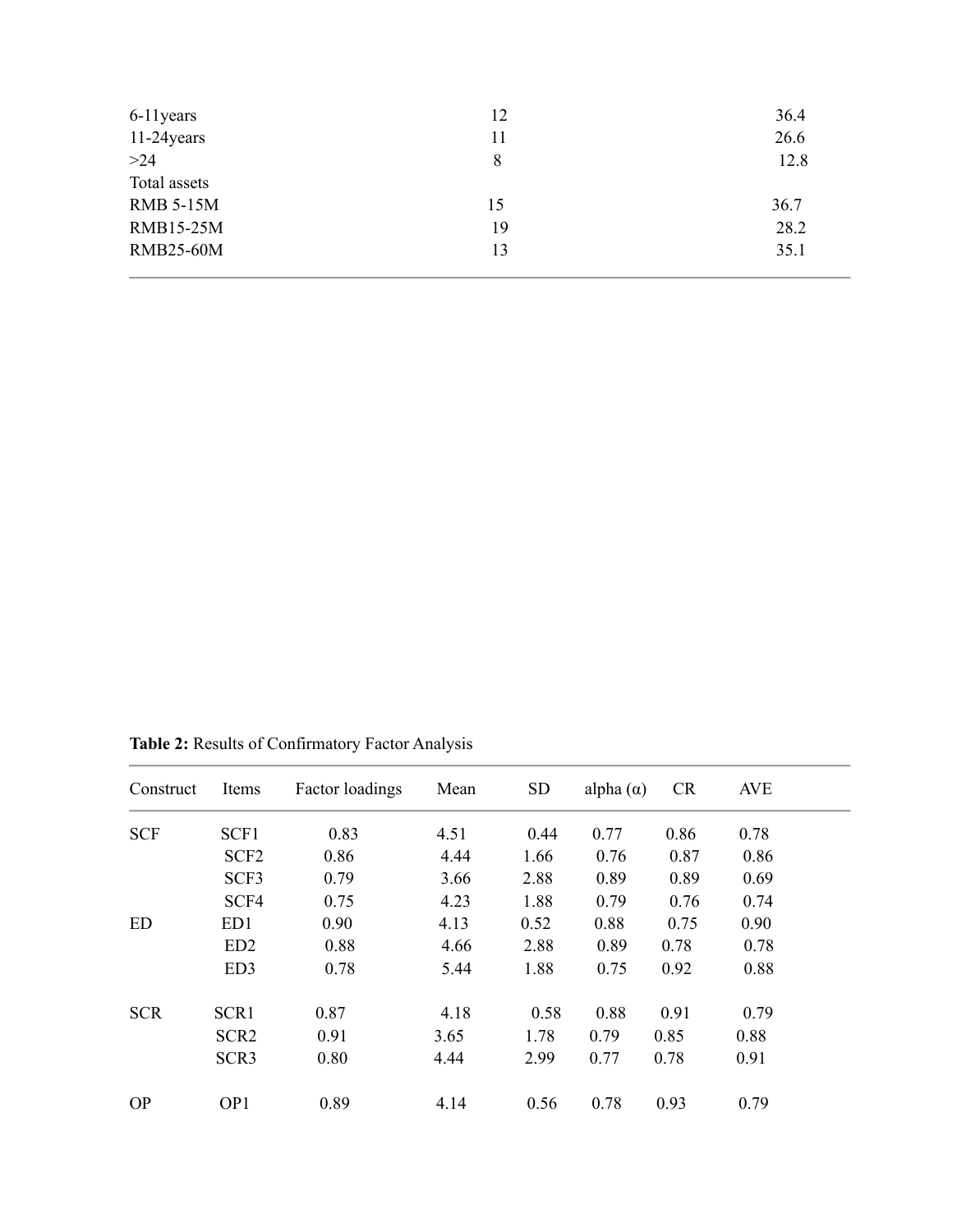| | | |
|---|---|---|
| 6-11years | 12 | 36.4 |
| 11-24years | 11 | 26.6 |
| >24 | 8 | 12.8 |
| Total assets | | |
| RMB 5-15M | 15 | 36.7 |
| RMB15-25M | 19 | 28.2 |
| RMB25-60M | 13 | 35.1 |

**Table 2:** Results of Confirmatory Factor Analysis

| Construct | Items | Factor loadings | Mean | SD | alpha (α) | CR | AVE |
|---|---|---|---|---|---|---|---|
| SCF | SCF1 | 0.83 | 4.51 | 0.44 | 0.77 | 0.86 | 0.78 |
| | SCF2 | 0.86 | 4.44 | 1.66 | 0.76 | 0.87 | 0.86 |
| | SCF3 | 0.79 | 3.66 | 2.88 | 0.89 | 0.89 | 0.69 |
| | SCF4 | 0.75 | 4.23 | 1.88 | 0.79 | 0.76 | 0.74 |
| ED | ED1 | 0.90 | 4.13 | 0.52 | 0.88 | 0.75 | 0.90 |
| | ED2 | 0.88 | 4.66 | 2.88 | 0.89 | 0.78 | 0.78 |
| | ED3 | 0.78 | 5.44 | 1.88 | 0.75 | 0.92 | 0.88 |
| SCR | SCR1 | 0.87 | 4.18 | 0.58 | 0.88 | 0.91 | 0.79 |
| | SCR2 | 0.91 | 3.65 | 1.78 | 0.79 | 0.85 | 0.88 |
| | SCR3 | 0.80 | 4.44 | 2.99 | 0.77 | 0.78 | 0.91 |
| OP | OP1 | 0.89 | 4.14 | 0.56 | 0.78 | 0.93 | 0.79 |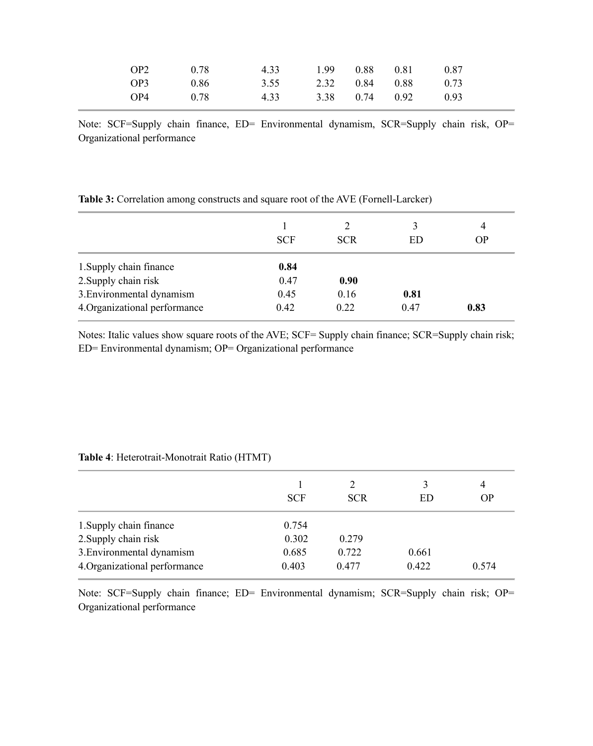| | | | | | | |
|---|---|---|---|---|---|---|
| OP2 | 0.78 | 4.33 | 1.99 | 0.88 | 0.81 | 0.87 |
| OP3 | 0.86 | 3.55 | 2.32 | 0.84 | 0.88 | 0.73 |
| OP4 | 0.78 | 4.33 | 3.38 | 0.74 | 0.92 | 0.93 |

Note: SCF=Supply chain finance, ED= Environmental dynamism, SCR=Supply chain risk, OP= Organizational performance

**Table 3:** Correlation among constructs and square root of the AVE (Fornell-Larcker)

| | 1<br>SCF | 2<br>SCR | 3<br>ED | 4<br>OP |
|---|---|---|---|---|
| 1.Supply chain finance | **0.84** | | | |
| 2.Supply chain risk | 0.47 | **0.90** | | |
| 3.Environmental dynamism | 0.45 | 0.16 | **0.81** | |
| 4.Organizational performance | 0.42 | 0.22 | 0.47 | **0.83** |

Notes: Italic values show square roots of the AVE; SCF= Supply chain finance; SCR=Supply chain risk; ED= Environmental dynamism; OP= Organizational performance

**Table 4**: Heterotrait-Monotrait Ratio (HTMT)

| | 1<br>SCF | 2<br>SCR | 3<br>ED | 4<br>OP |
|---|---|---|---|---|
| 1.Supply chain finance | 0.754 | | | |
| 2.Supply chain risk | 0.302 | 0.279 | | |
| 3.Environmental dynamism | 0.685 | 0.722 | 0.661 | |
| 4.Organizational performance | 0.403 | 0.477 | 0.422 | 0.574 |

Note: SCF=Supply chain finance; ED= Environmental dynamism; SCR=Supply chain risk; OP= Organizational performance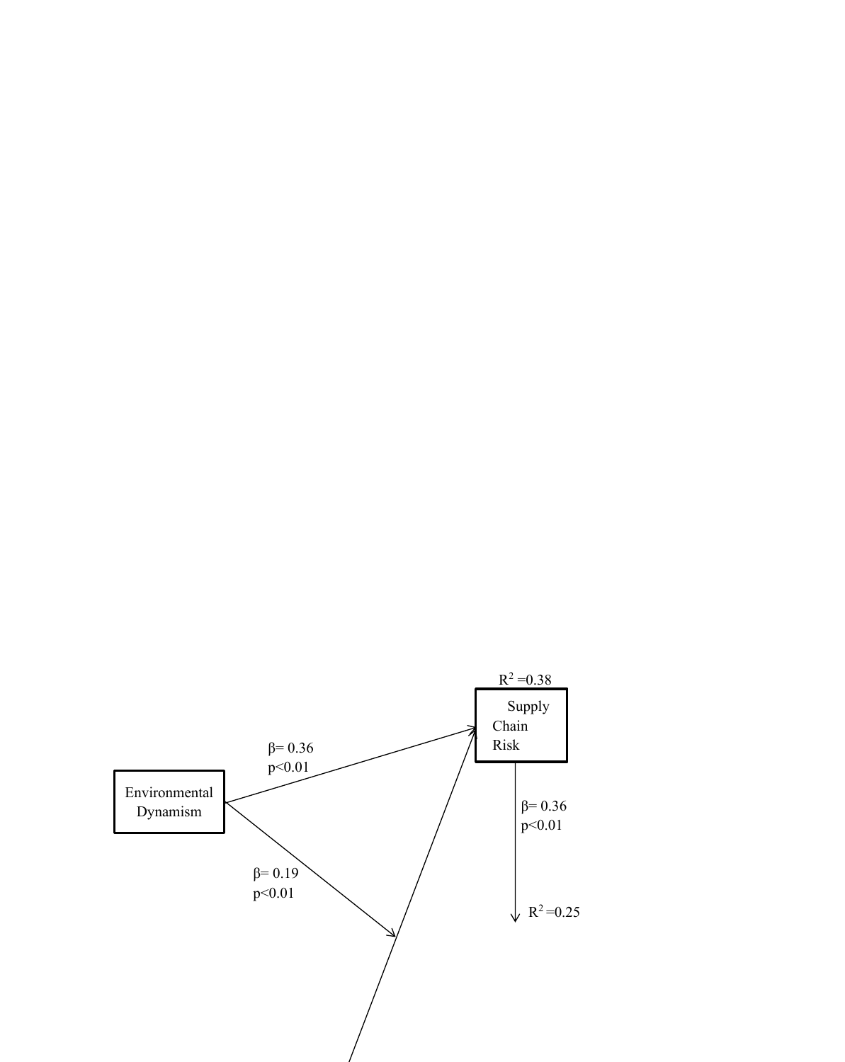$R^2$ =0.38

Supply Chain Risk

β= 0.36
$p<0.01$

Environmental Dynamism

β= 0.19
$p<0.01$

β= 0.36
$p<0.01$

$R^2$ =0.25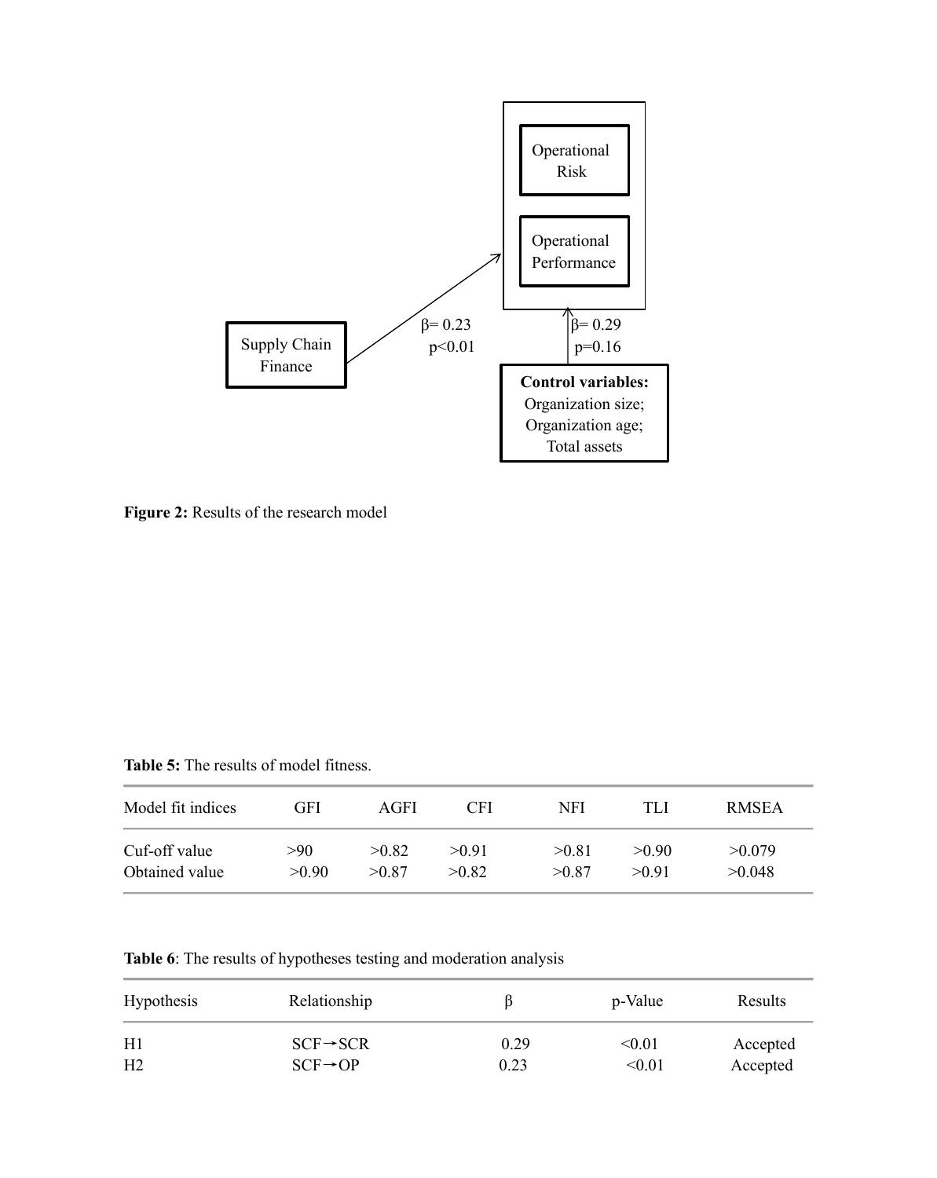Supply Chain Finance

β= 0.23
p<0.01

Operational Risk

Operational Performance

β= 0.29
p=0.16

**Control variables:**
Organization size;
Organization age;
Total assets

**Figure 2:** Results of the research model

**Table 5:** The results of model fitness.

| Model fit indices | GFI | AGFI | CFI | NFI | TLI | RMSEA |
|---|---|---|---|---|---|---|
| Cuf-off value | >90 | >0.82 | >0.91 | >0.81 | >0.90 | >0.079 |
| Obtained value | >0.90 | >0.87 | >0.82 | >0.87 | >0.91 | >0.048 |

**Table 6**: The results of hypotheses testing and moderation analysis

| Hypothesis | Relationship | β | p-Value | Results |
|---|---|---|---|---|
| H1 | SCF→SCR | 0.29 | <0.01 | Accepted |
| H2 | SCF→OP | 0.23 | <0.01 | Accepted |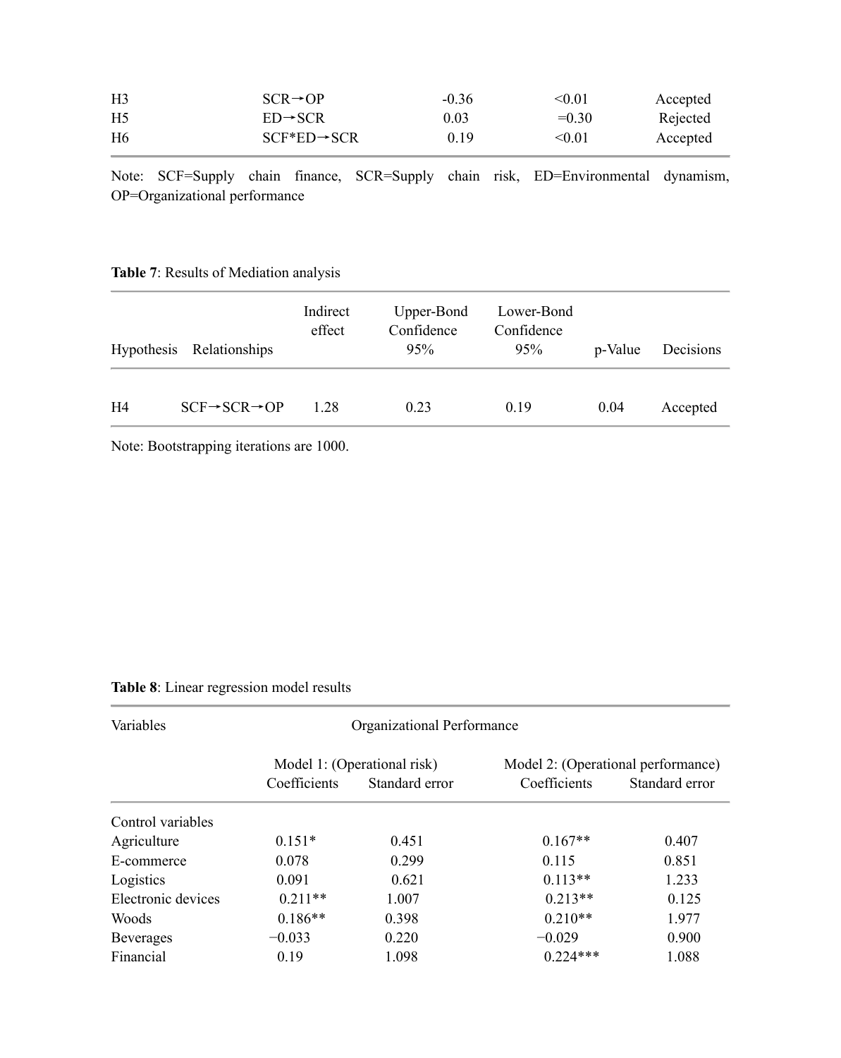| | | | | |
|---|---|---|---|---|
| H3 | SCR→OP | -0.36 | <0.01 | Accepted |
| H5 | ED→SCR | 0.03 | =0.30 | Rejected |
| H6 | SCF*ED→SCR | 0.19 | <0.01 | Accepted |

Note: SCF=Supply chain finance, SCR=Supply chain risk, ED=Environmental dynamism, OP=Organizational performance

**Table 7**: Results of Mediation analysis

| Hypothesis | Relationships | Indirect effect | Upper-Bond Confidence 95% | Lower-Bond Confidence 95% | p-Value | Decisions |
|---|---|---|---|---|---|---|
| H4 | SCF→SCR→OP | 1.28 | 0.23 | 0.19 | 0.04 | Accepted |

Note: Bootstrapping iterations are 1000.

**Table 8**: Linear regression model results

| Variables | Organizational Performance | | | |
|---|---|---|---|---|
| | Model 1: (Operational risk) | | Model 2: (Operational performance) | |
| | Coefficients | Standard error | Coefficients | Standard error |
| Control variables | | | | |
| Agriculture | 0.151* | 0.451 | 0.167** | 0.407 |
| E-commerce | 0.078 | 0.299 | 0.115 | 0.851 |
| Logistics | 0.091 | 0.621 | 0.113** | 1.233 |
| Electronic devices | 0.211** | 1.007 | 0.213** | 0.125 |
| Woods | 0.186** | 0.398 | 0.210** | 1.977 |
| Beverages | −0.033 | 0.220 | −0.029 | 0.900 |
| Financial | 0.19 | 1.098 | 0.224*** | 1.088 |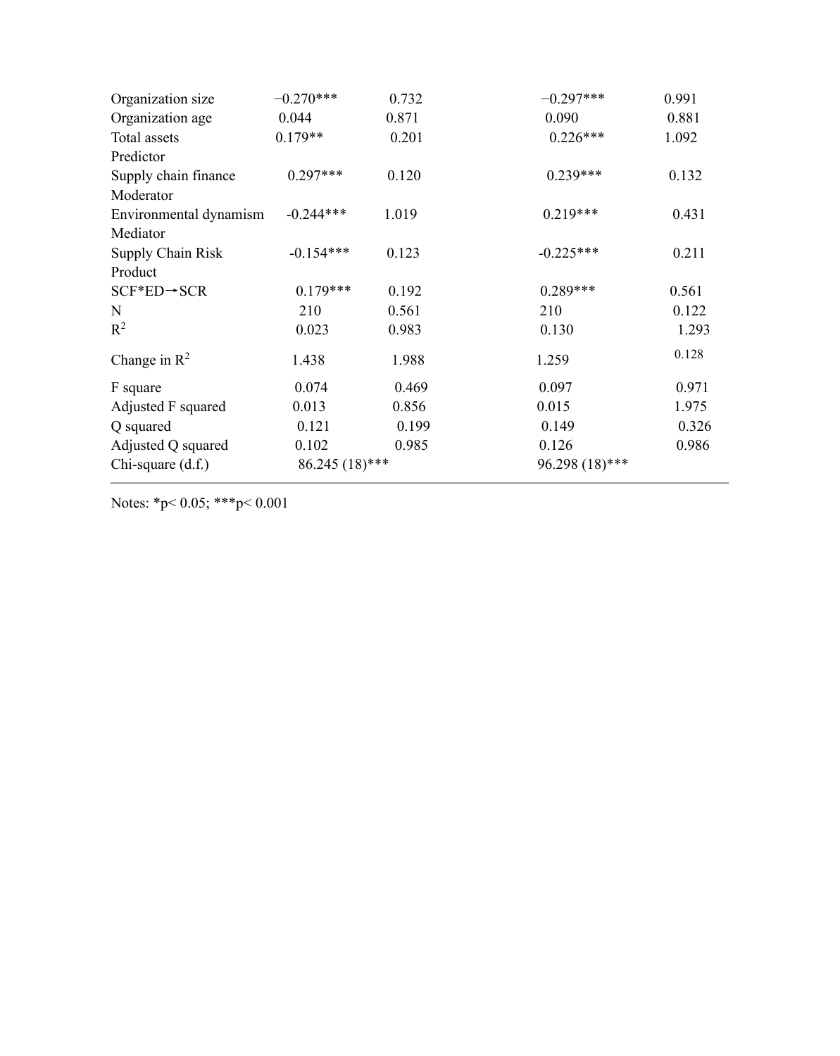| | | | | |
|---|---|---|---|---|
| Organization size | −0.270*** | 0.732 | −0.297*** | 0.991 |
| Organization age | 0.044 | 0.871 | 0.090 | 0.881 |
| Total assets | 0.179** | 0.201 | 0.226*** | 1.092 |
| Predictor | | | | |
| Supply chain finance | 0.297*** | 0.120 | 0.239*** | 0.132 |
| Moderator | | | | |
| Environmental dynamism | -0.244*** | 1.019 | 0.219*** | 0.431 |
| Mediator | | | | |
| Supply Chain Risk | -0.154*** | 0.123 | -0.225*** | 0.211 |
| Product | | | | |
| SCF*ED→SCR | 0.179*** | 0.192 | 0.289*** | 0.561 |
| N | 210 | 0.561 | 210 | 0.122 |
| $R^2$ | 0.023 | 0.983 | 0.130 | 1.293 |
| Change in $R^2$ | 1.438 | 1.988 | 1.259 | 0.128 |
| F square | 0.074 | 0.469 | 0.097 | 0.971 |
| Adjusted F squared | 0.013 | 0.856 | 0.015 | 1.975 |
| Q squared | 0.121 | 0.199 | 0.149 | 0.326 |
| Adjusted Q squared | 0.102 | 0.985 | 0.126 | 0.986 |
| Chi-square (d.f.) | 86.245 (18)*** | | 96.298 (18)*** | |

Notes: *$p < 0.05$; ***$p < 0.001$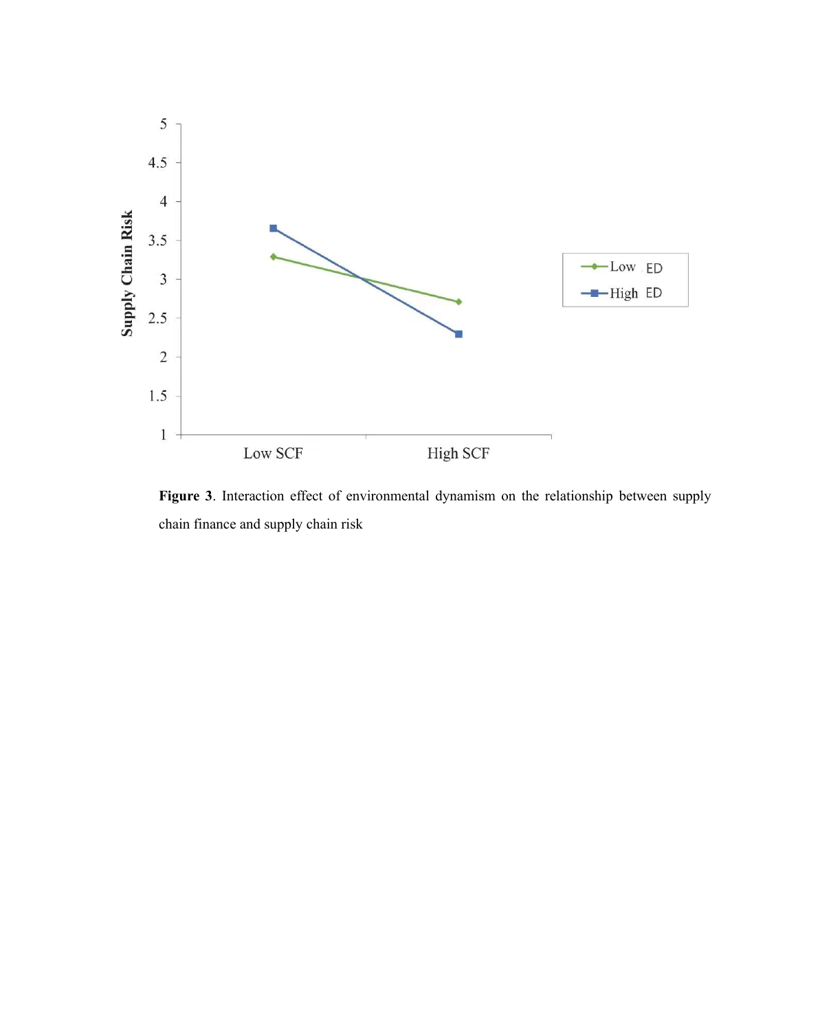Supply Chain Risk

5
4.5
4
3.5
3
2.5
2
1.5
1

Low SCF
High SCF

Low ED
High ED

**Figure 3**. Interaction effect of environmental dynamism on the relationship between supply chain finance and supply chain risk